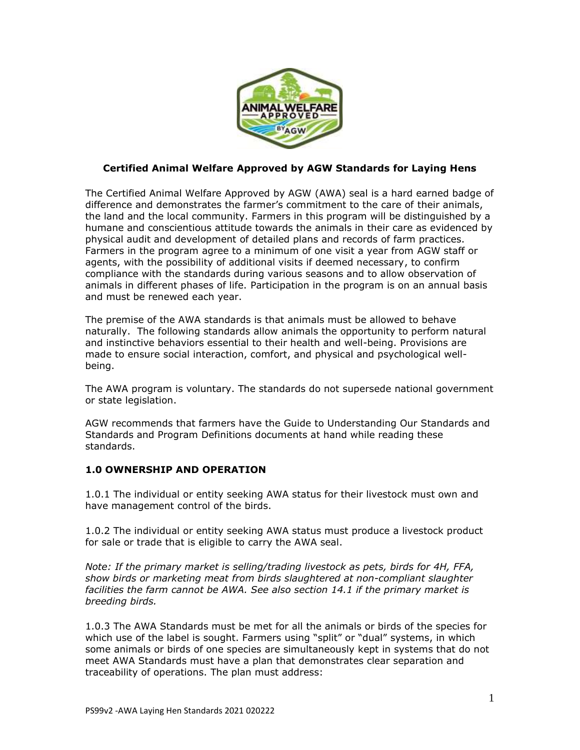**Certified Animal Welfare Approved by AGW Standards for Laying Hens**

The Certified Animal Welfare Approved by AGW (AWA) seal is a hard earned badge of difference and demonstrates the farmer's commitment to the care of their animals, the land and the local community. Farmers in this program will be distinguished by a humane and conscientious attitude towards the animals in their care as evidenced by physical audit and development of detailed plans and records of farm practices. Farmers in the program agree to a minimum of one visit a year from AGW staff or agents, with the possibility of additional visits if deemed necessary, to confirm compliance with the standards during various seasons and to allow observation of animals in different phases of life. Participation in the program is on an annual basis and must be renewed each year.

The premise of the AWA standards is that animals must be allowed to behave naturally. The following standards allow animals the opportunity to perform natural and instinctive behaviors essential to their health and well-being. Provisions are made to ensure social interaction, comfort, and physical and psychological well-being.

The AWA program is voluntary. The standards do not supersede national government or state legislation.

AGW recommends that farmers have the Guide to Understanding Our Standards and Standards and Program Definitions documents at hand while reading these standards.

## 1.0 OWNERSHIP AND OPERATION

1.0.1 The individual or entity seeking AWA status for their livestock must own and have management control of the birds.

1.0.2 The individual or entity seeking AWA status must produce a livestock product for sale or trade that is eligible to carry the AWA seal.

*Note: If the primary market is selling/trading livestock as pets, birds for 4H, FFA, show birds or marketing meat from birds slaughtered at non-compliant slaughter facilities the farm cannot be AWA. See also section 14.1 if the primary market is breeding birds.*

1.0.3 The AWA Standards must be met for all the animals or birds of the species for which use of the label is sought. Farmers using "split" or "dual" systems, in which some animals or birds of one species are simultaneously kept in systems that do not meet AWA Standards must have a plan that demonstrates clear separation and traceability of operations. The plan must address: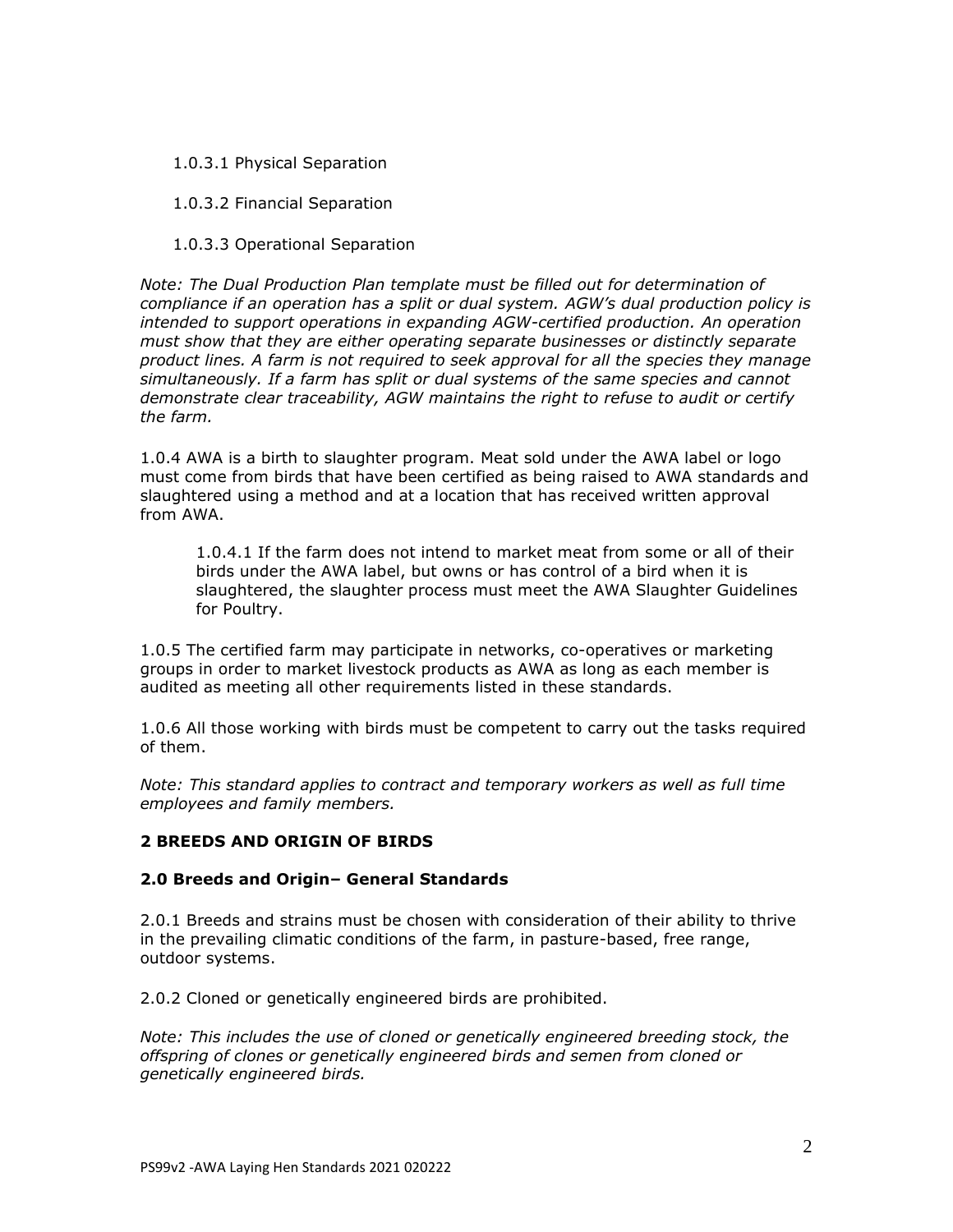1.0.3.1 Physical Separation

1.0.3.2 Financial Separation

1.0.3.3 Operational Separation

*Note: The Dual Production Plan template must be filled out for determination of compliance if an operation has a split or dual system. AGW's dual production policy is intended to support operations in expanding AGW-certified production. An operation must show that they are either operating separate businesses or distinctly separate product lines. A farm is not required to seek approval for all the species they manage simultaneously. If a farm has split or dual systems of the same species and cannot demonstrate clear traceability, AGW maintains the right to refuse to audit or certify the farm.*

1.0.4 AWA is a birth to slaughter program. Meat sold under the AWA label or logo must come from birds that have been certified as being raised to AWA standards and slaughtered using a method and at a location that has received written approval from AWA.

1.0.4.1 If the farm does not intend to market meat from some or all of their birds under the AWA label, but owns or has control of a bird when it is slaughtered, the slaughter process must meet the AWA Slaughter Guidelines for Poultry.

1.0.5 The certified farm may participate in networks, co-operatives or marketing groups in order to market livestock products as AWA as long as each member is audited as meeting all other requirements listed in these standards.

1.0.6 All those working with birds must be competent to carry out the tasks required of them.

*Note: This standard applies to contract and temporary workers as well as full time employees and family members.*

## 2 BREEDS AND ORIGIN OF BIRDS

### 2.0 Breeds and Origin– General Standards

2.0.1 Breeds and strains must be chosen with consideration of their ability to thrive in the prevailing climatic conditions of the farm, in pasture-based, free range, outdoor systems.

2.0.2 Cloned or genetically engineered birds are prohibited.

*Note: This includes the use of cloned or genetically engineered breeding stock, the offspring of clones or genetically engineered birds and semen from cloned or genetically engineered birds.*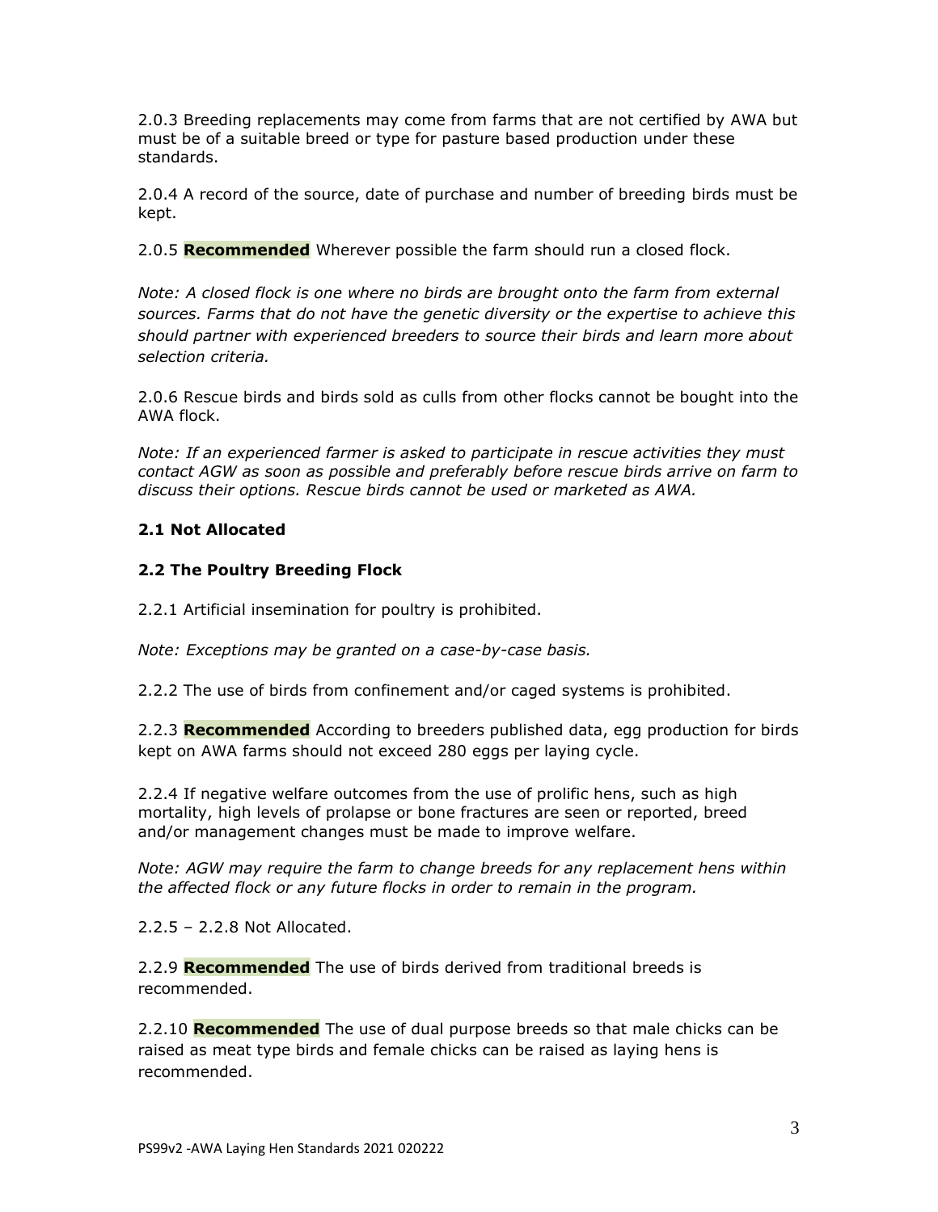2.0.3 Breeding replacements may come from farms that are not certified by AWA but must be of a suitable breed or type for pasture based production under these standards.

2.0.4 A record of the source, date of purchase and number of breeding birds must be kept.

2.0.5 **Recommended** Wherever possible the farm should run a closed flock.

*Note: A closed flock is one where no birds are brought onto the farm from external sources. Farms that do not have the genetic diversity or the expertise to achieve this should partner with experienced breeders to source their birds and learn more about selection criteria.*

2.0.6 Rescue birds and birds sold as culls from other flocks cannot be bought into the AWA flock.

*Note: If an experienced farmer is asked to participate in rescue activities they must contact AGW as soon as possible and preferably before rescue birds arrive on farm to discuss their options. Rescue birds cannot be used or marketed as AWA.*

### 2.1 Not Allocated

### 2.2 The Poultry Breeding Flock

2.2.1 Artificial insemination for poultry is prohibited.

*Note: Exceptions may be granted on a case-by-case basis.*

2.2.2 The use of birds from confinement and/or caged systems is prohibited.

2.2.3 **Recommended** According to breeders published data, egg production for birds kept on AWA farms should not exceed 280 eggs per laying cycle.

2.2.4 If negative welfare outcomes from the use of prolific hens, such as high mortality, high levels of prolapse or bone fractures are seen or reported, breed and/or management changes must be made to improve welfare.

*Note: AGW may require the farm to change breeds for any replacement hens within the affected flock or any future flocks in order to remain in the program.*

2.2.5 – 2.2.8 Not Allocated.

2.2.9 **Recommended** The use of birds derived from traditional breeds is recommended.

2.2.10 **Recommended** The use of dual purpose breeds so that male chicks can be raised as meat type birds and female chicks can be raised as laying hens is recommended.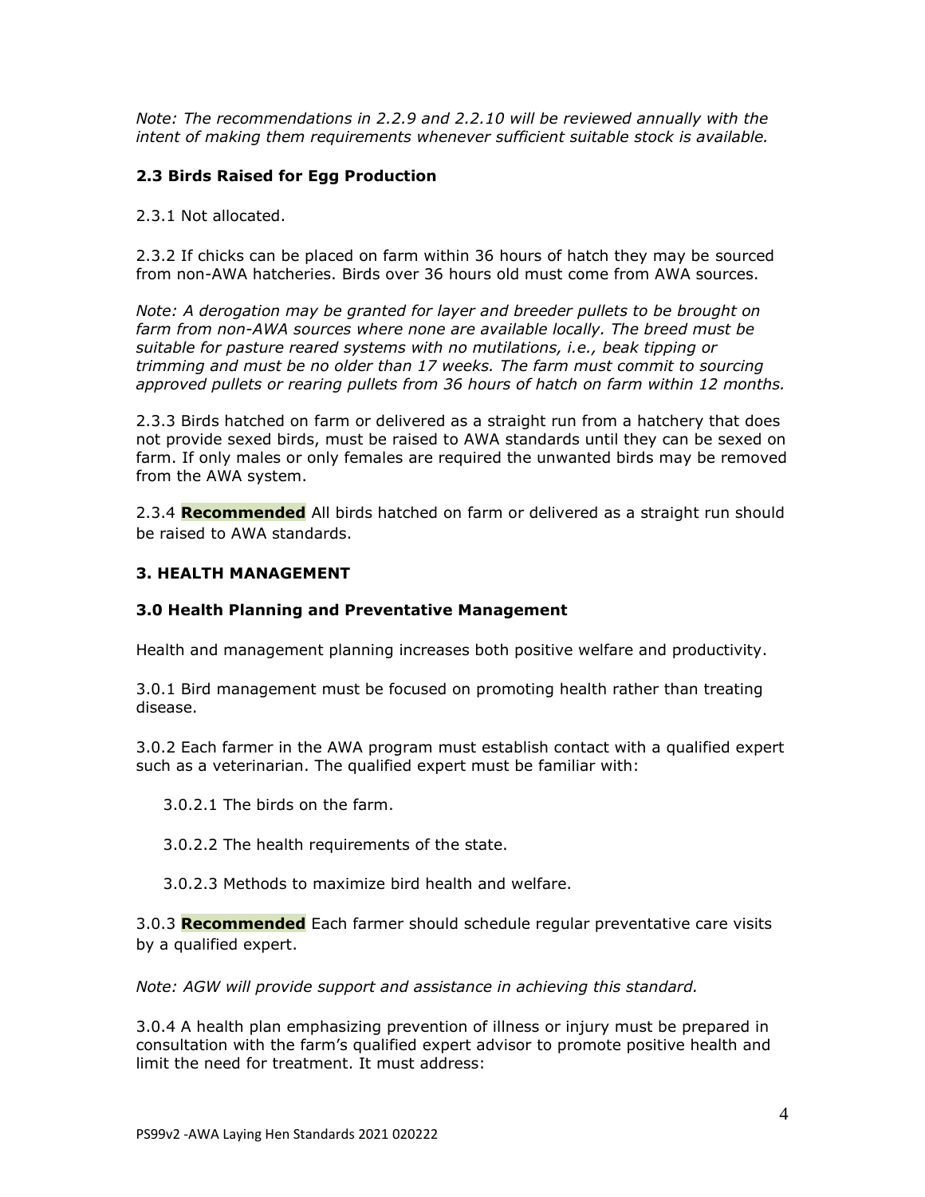*Note: The recommendations in 2.2.9 and 2.2.10 will be reviewed annually with the intent of making them requirements whenever sufficient suitable stock is available.*

### 2.3 Birds Raised for Egg Production

2.3.1 Not allocated.

2.3.2 If chicks can be placed on farm within 36 hours of hatch they may be sourced from non-AWA hatcheries. Birds over 36 hours old must come from AWA sources.

*Note: A derogation may be granted for layer and breeder pullets to be brought on farm from non-AWA sources where none are available locally. The breed must be suitable for pasture reared systems with no mutilations, i.e., beak tipping or trimming and must be no older than 17 weeks. The farm must commit to sourcing approved pullets or rearing pullets from 36 hours of hatch on farm within 12 months.*

2.3.3 Birds hatched on farm or delivered as a straight run from a hatchery that does not provide sexed birds, must be raised to AWA standards until they can be sexed on farm. If only males or only females are required the unwanted birds may be removed from the AWA system.

2.3.4 **Recommended** All birds hatched on farm or delivered as a straight run should be raised to AWA standards.

## 3. HEALTH MANAGEMENT

### 3.0 Health Planning and Preventative Management

Health and management planning increases both positive welfare and productivity.

3.0.1 Bird management must be focused on promoting health rather than treating disease.

3.0.2 Each farmer in the AWA program must establish contact with a qualified expert such as a veterinarian. The qualified expert must be familiar with:

- 3.0.2.1 The birds on the farm.
- 3.0.2.2 The health requirements of the state.
- 3.0.2.3 Methods to maximize bird health and welfare.

3.0.3 **Recommended** Each farmer should schedule regular preventative care visits by a qualified expert.

*Note: AGW will provide support and assistance in achieving this standard.*

3.0.4 A health plan emphasizing prevention of illness or injury must be prepared in consultation with the farm's qualified expert advisor to promote positive health and limit the need for treatment. It must address: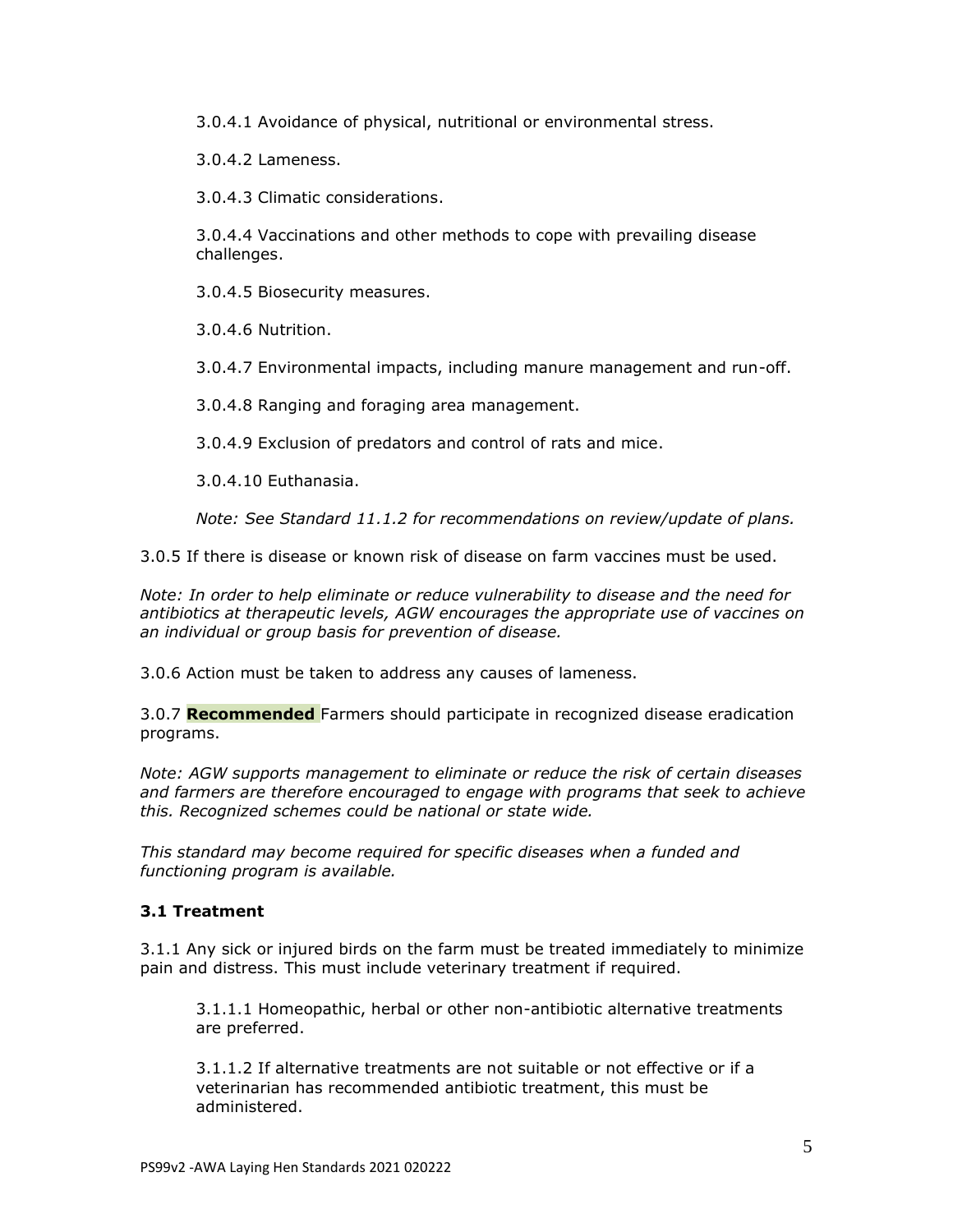3.0.4.1 Avoidance of physical, nutritional or environmental stress.

3.0.4.2 Lameness.

3.0.4.3 Climatic considerations.

3.0.4.4 Vaccinations and other methods to cope with prevailing disease challenges.

3.0.4.5 Biosecurity measures.

3.0.4.6 Nutrition.

3.0.4.7 Environmental impacts, including manure management and run-off.

3.0.4.8 Ranging and foraging area management.

3.0.4.9 Exclusion of predators and control of rats and mice.

3.0.4.10 Euthanasia.

*Note: See Standard 11.1.2 for recommendations on review/update of plans.*

3.0.5 If there is disease or known risk of disease on farm vaccines must be used.

*Note: In order to help eliminate or reduce vulnerability to disease and the need for antibiotics at therapeutic levels, AGW encourages the appropriate use of vaccines on an individual or group basis for prevention of disease.*

3.0.6 Action must be taken to address any causes of lameness.

3.0.7 **Recommended** Farmers should participate in recognized disease eradication programs.

*Note: AGW supports management to eliminate or reduce the risk of certain diseases and farmers are therefore encouraged to engage with programs that seek to achieve this. Recognized schemes could be national or state wide.*

*This standard may become required for specific diseases when a funded and functioning program is available.*

### 3.1 Treatment

3.1.1 Any sick or injured birds on the farm must be treated immediately to minimize pain and distress. This must include veterinary treatment if required.

3.1.1.1 Homeopathic, herbal or other non-antibiotic alternative treatments are preferred.

3.1.1.2 If alternative treatments are not suitable or not effective or if a veterinarian has recommended antibiotic treatment, this must be administered.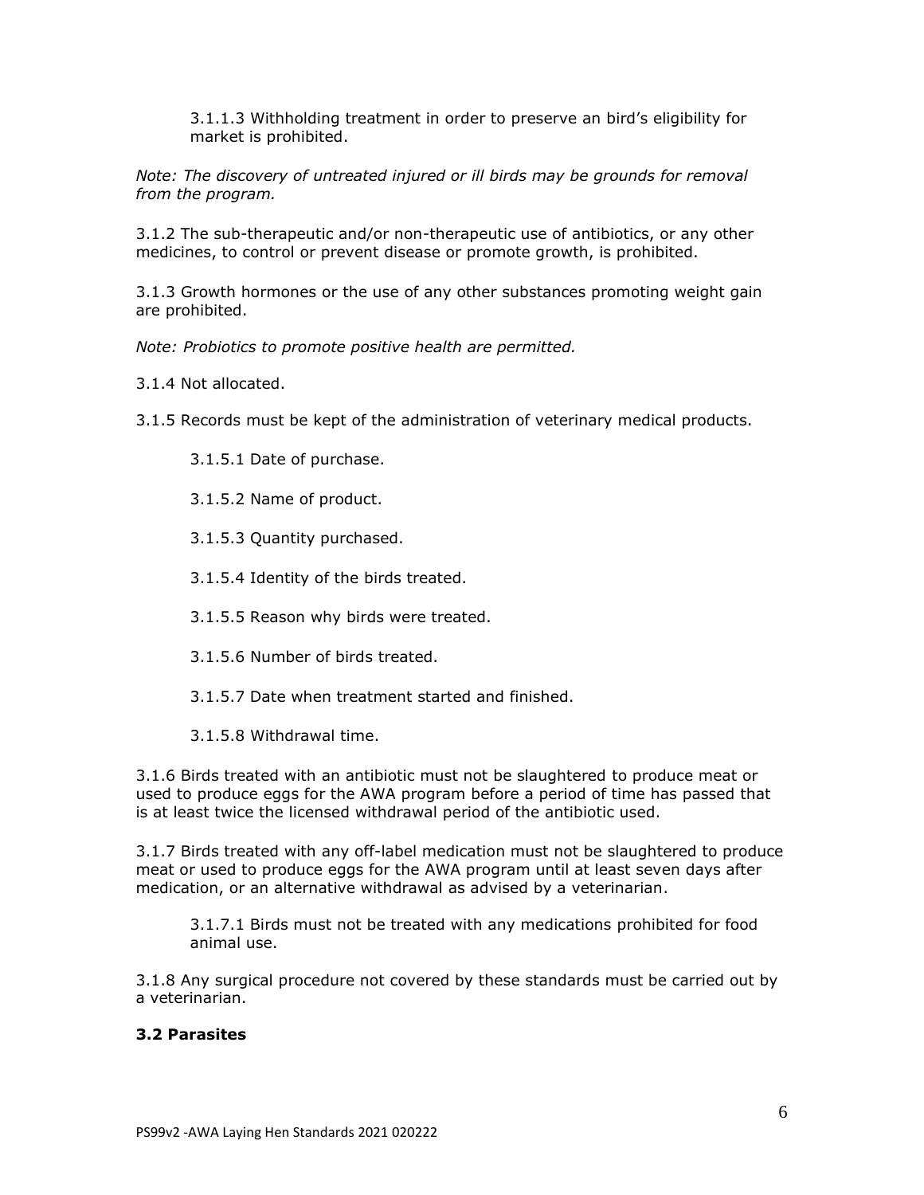3.1.1.3 Withholding treatment in order to preserve an bird's eligibility for market is prohibited.

*Note: The discovery of untreated injured or ill birds may be grounds for removal from the program.*

3.1.2 The sub-therapeutic and/or non-therapeutic use of antibiotics, or any other medicines, to control or prevent disease or promote growth, is prohibited.

3.1.3 Growth hormones or the use of any other substances promoting weight gain are prohibited.

*Note: Probiotics to promote positive health are permitted.*

3.1.4 Not allocated.

3.1.5 Records must be kept of the administration of veterinary medical products.

3.1.5.1 Date of purchase.

3.1.5.2 Name of product.

3.1.5.3 Quantity purchased.

3.1.5.4 Identity of the birds treated.

3.1.5.5 Reason why birds were treated.

3.1.5.6 Number of birds treated.

3.1.5.7 Date when treatment started and finished.

3.1.5.8 Withdrawal time.

3.1.6 Birds treated with an antibiotic must not be slaughtered to produce meat or used to produce eggs for the AWA program before a period of time has passed that is at least twice the licensed withdrawal period of the antibiotic used.

3.1.7 Birds treated with any off-label medication must not be slaughtered to produce meat or used to produce eggs for the AWA program until at least seven days after medication, or an alternative withdrawal as advised by a veterinarian.

3.1.7.1 Birds must not be treated with any medications prohibited for food animal use.

3.1.8 Any surgical procedure not covered by these standards must be carried out by a veterinarian.

### 3.2 Parasites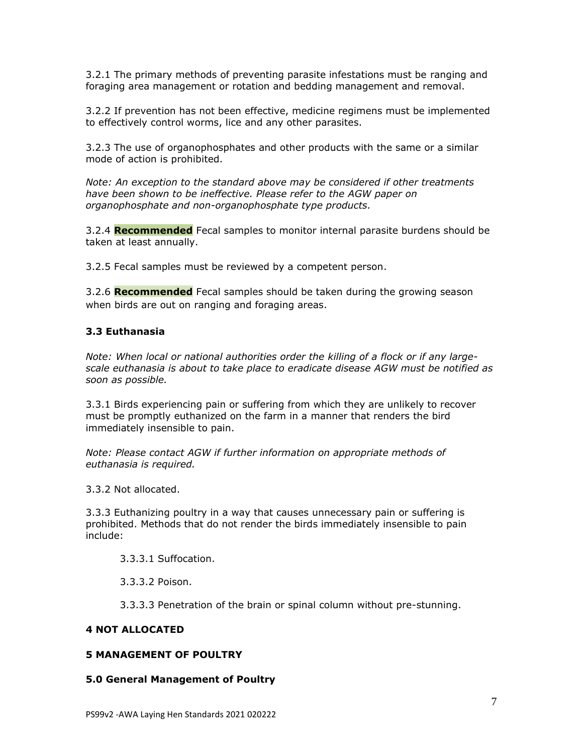3.2.1 The primary methods of preventing parasite infestations must be ranging and foraging area management or rotation and bedding management and removal.

3.2.2 If prevention has not been effective, medicine regimens must be implemented to effectively control worms, lice and any other parasites.

3.2.3 The use of organophosphates and other products with the same or a similar mode of action is prohibited.

*Note: An exception to the standard above may be considered if other treatments have been shown to be ineffective. Please refer to the AGW paper on organophosphate and non-organophosphate type products.*

3.2.4 **Recommended** Fecal samples to monitor internal parasite burdens should be taken at least annually.

3.2.5 Fecal samples must be reviewed by a competent person.

3.2.6 **Recommended** Fecal samples should be taken during the growing season when birds are out on ranging and foraging areas.

### 3.3 Euthanasia

*Note: When local or national authorities order the killing of a flock or if any large-scale euthanasia is about to take place to eradicate disease AGW must be notified as soon as possible.*

3.3.1 Birds experiencing pain or suffering from which they are unlikely to recover must be promptly euthanized on the farm in a manner that renders the bird immediately insensible to pain.

*Note: Please contact AGW if further information on appropriate methods of euthanasia is required.*

3.3.2 Not allocated.

3.3.3 Euthanizing poultry in a way that causes unnecessary pain or suffering is prohibited. Methods that do not render the birds immediately insensible to pain include:

- 3.3.3.1 Suffocation.
- 3.3.3.2 Poison.
- 3.3.3.3 Penetration of the brain or spinal column without pre-stunning.

## 4 NOT ALLOCATED

## 5 MANAGEMENT OF POULTRY

### 5.0 General Management of Poultry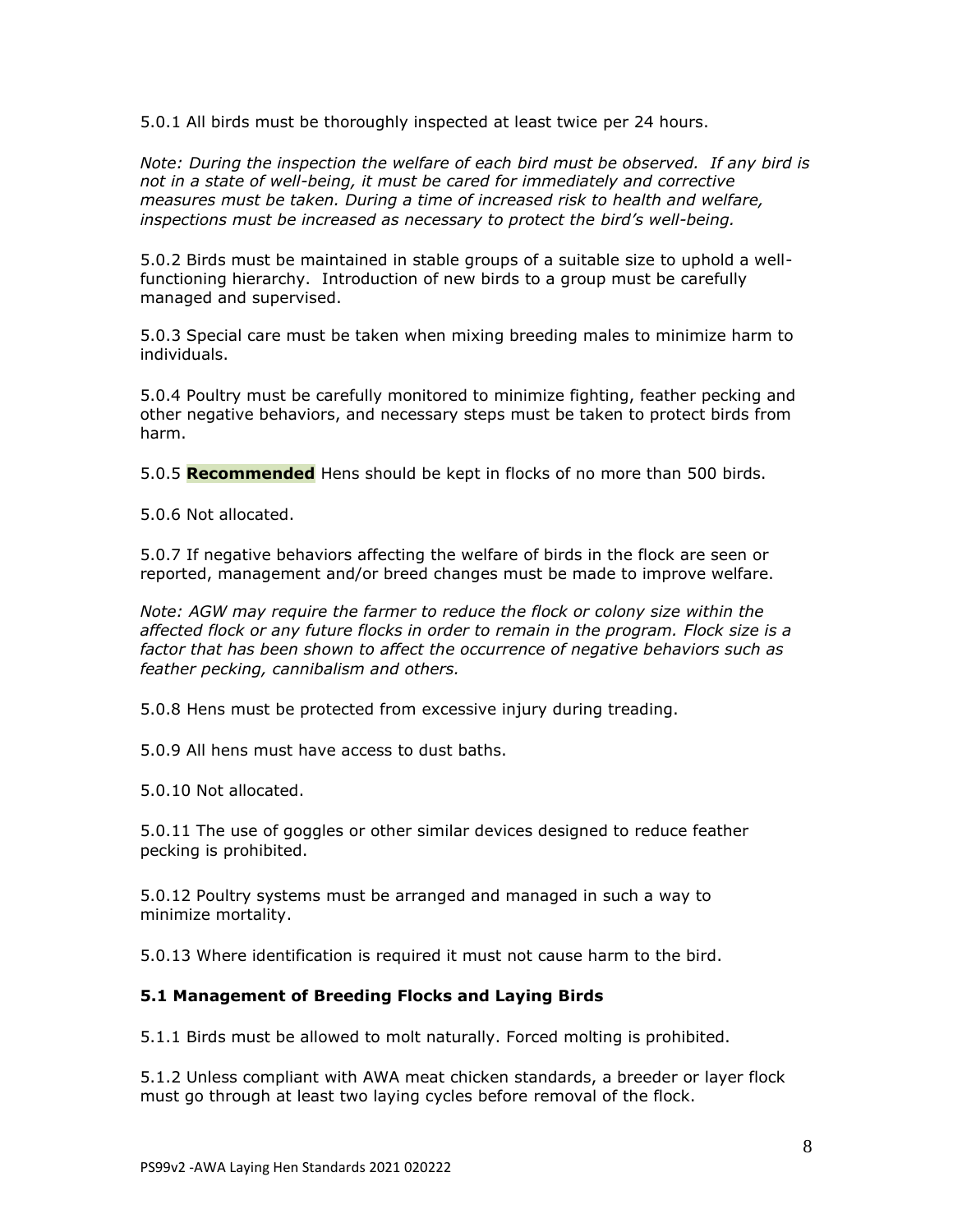5.0.1 All birds must be thoroughly inspected at least twice per 24 hours.

*Note: During the inspection the welfare of each bird must be observed. If any bird is not in a state of well-being, it must be cared for immediately and corrective measures must be taken. During a time of increased risk to health and welfare, inspections must be increased as necessary to protect the bird's well-being.*

5.0.2 Birds must be maintained in stable groups of a suitable size to uphold a well-functioning hierarchy. Introduction of new birds to a group must be carefully managed and supervised.

5.0.3 Special care must be taken when mixing breeding males to minimize harm to individuals.

5.0.4 Poultry must be carefully monitored to minimize fighting, feather pecking and other negative behaviors, and necessary steps must be taken to protect birds from harm.

5.0.5 **Recommended** Hens should be kept in flocks of no more than 500 birds.

5.0.6 Not allocated.

5.0.7 If negative behaviors affecting the welfare of birds in the flock are seen or reported, management and/or breed changes must be made to improve welfare.

*Note: AGW may require the farmer to reduce the flock or colony size within the affected flock or any future flocks in order to remain in the program. Flock size is a factor that has been shown to affect the occurrence of negative behaviors such as feather pecking, cannibalism and others.*

5.0.8 Hens must be protected from excessive injury during treading.

5.0.9 All hens must have access to dust baths.

5.0.10 Not allocated.

5.0.11 The use of goggles or other similar devices designed to reduce feather pecking is prohibited.

5.0.12 Poultry systems must be arranged and managed in such a way to minimize mortality.

5.0.13 Where identification is required it must not cause harm to the bird.

### 5.1 Management of Breeding Flocks and Laying Birds

5.1.1 Birds must be allowed to molt naturally. Forced molting is prohibited.

5.1.2 Unless compliant with AWA meat chicken standards, a breeder or layer flock must go through at least two laying cycles before removal of the flock.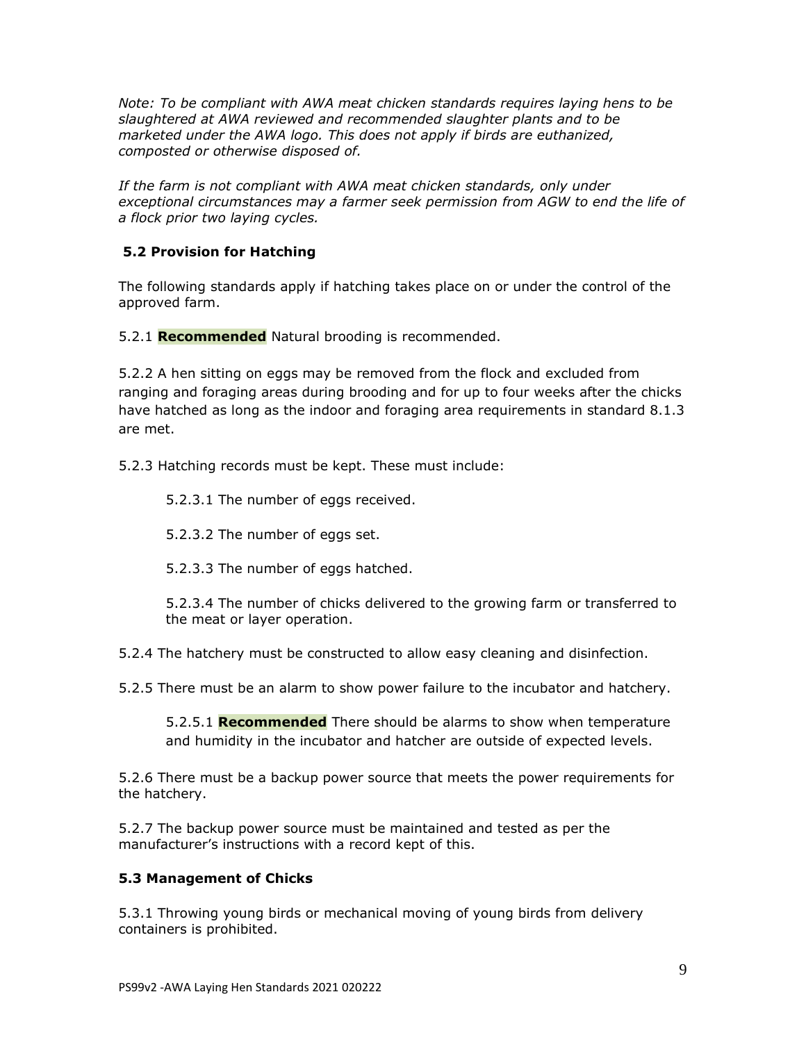*Note: To be compliant with AWA meat chicken standards requires laying hens to be slaughtered at AWA reviewed and recommended slaughter plants and to be marketed under the AWA logo. This does not apply if birds are euthanized, composted or otherwise disposed of.*

*If the farm is not compliant with AWA meat chicken standards, only under exceptional circumstances may a farmer seek permission from AGW to end the life of a flock prior two laying cycles.*

### 5.2 Provision for Hatching

The following standards apply if hatching takes place on or under the control of the approved farm.

5.2.1 **Recommended** Natural brooding is recommended.

5.2.2 A hen sitting on eggs may be removed from the flock and excluded from ranging and foraging areas during brooding and for up to four weeks after the chicks have hatched as long as the indoor and foraging area requirements in standard 8.1.3 are met.

5.2.3 Hatching records must be kept. These must include:

5.2.3.1 The number of eggs received.

5.2.3.2 The number of eggs set.

5.2.3.3 The number of eggs hatched.

5.2.3.4 The number of chicks delivered to the growing farm or transferred to the meat or layer operation.

5.2.4 The hatchery must be constructed to allow easy cleaning and disinfection.

5.2.5 There must be an alarm to show power failure to the incubator and hatchery.

5.2.5.1 **Recommended** There should be alarms to show when temperature and humidity in the incubator and hatcher are outside of expected levels.

5.2.6 There must be a backup power source that meets the power requirements for the hatchery.

5.2.7 The backup power source must be maintained and tested as per the manufacturer's instructions with a record kept of this.

### 5.3 Management of Chicks

5.3.1 Throwing young birds or mechanical moving of young birds from delivery containers is prohibited.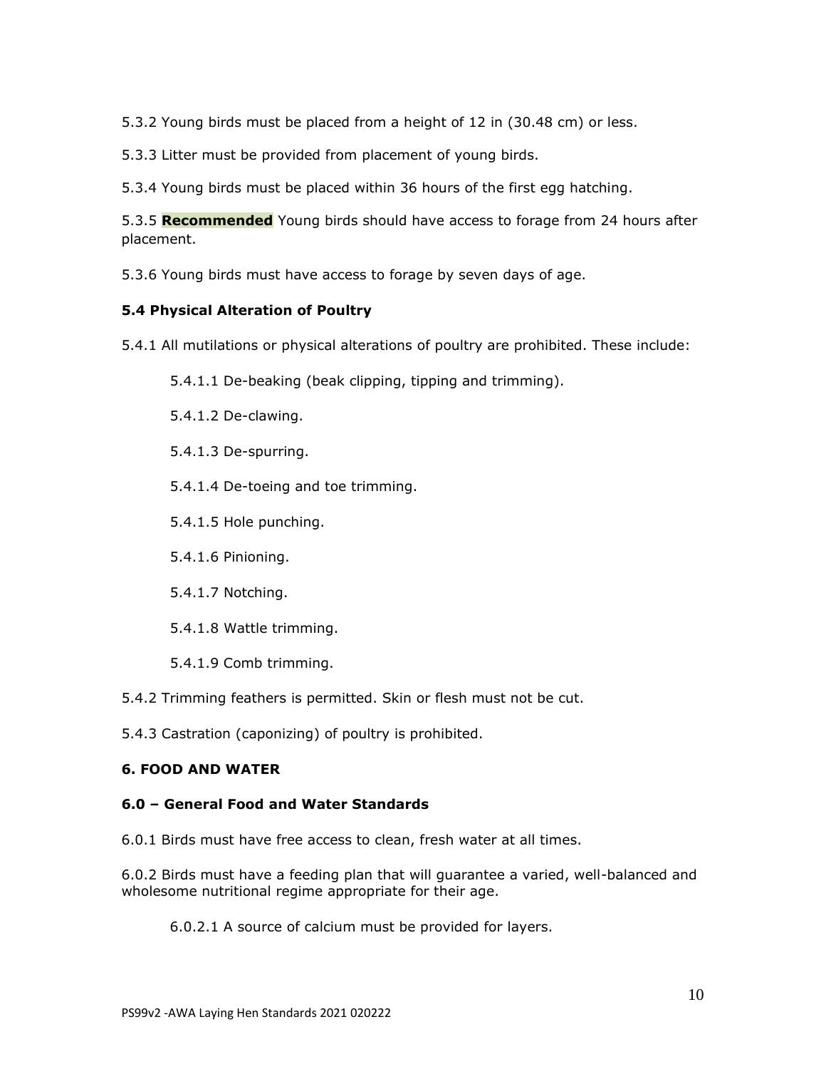5.3.2 Young birds must be placed from a height of 12 in (30.48 cm) or less.

5.3.3 Litter must be provided from placement of young birds.

5.3.4 Young birds must be placed within 36 hours of the first egg hatching.

5.3.5 **Recommended** Young birds should have access to forage from 24 hours after placement.

5.3.6 Young birds must have access to forage by seven days of age.

### 5.4 Physical Alteration of Poultry

5.4.1 All mutilations or physical alterations of poultry are prohibited. These include:

- 5.4.1.1 De-beaking (beak clipping, tipping and trimming).
- 5.4.1.2 De-clawing.
- 5.4.1.3 De-spurring.
- 5.4.1.4 De-toeing and toe trimming.
- 5.4.1.5 Hole punching.
- 5.4.1.6 Pinioning.
- 5.4.1.7 Notching.
- 5.4.1.8 Wattle trimming.
- 5.4.1.9 Comb trimming.

5.4.2 Trimming feathers is permitted. Skin or flesh must not be cut.

5.4.3 Castration (caponizing) of poultry is prohibited.

## 6. FOOD AND WATER

### 6.0 – General Food and Water Standards

6.0.1 Birds must have free access to clean, fresh water at all times.

6.0.2 Birds must have a feeding plan that will guarantee a varied, well-balanced and wholesome nutritional regime appropriate for their age.

- 6.0.2.1 A source of calcium must be provided for layers.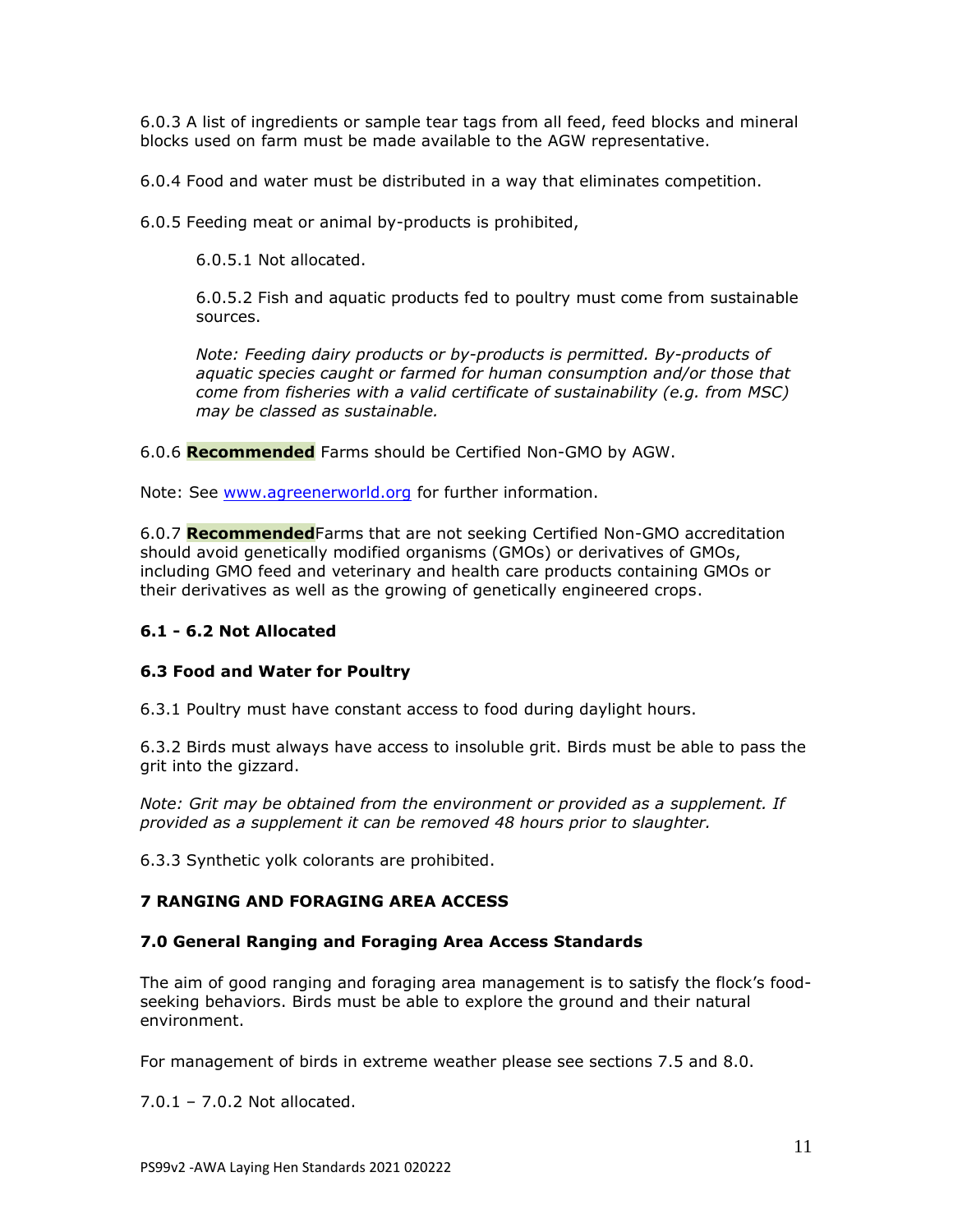6.0.3 A list of ingredients or sample tear tags from all feed, feed blocks and mineral blocks used on farm must be made available to the AGW representative.

6.0.4 Food and water must be distributed in a way that eliminates competition.

6.0.5 Feeding meat or animal by-products is prohibited,

6.0.5.1 Not allocated.

6.0.5.2 Fish and aquatic products fed to poultry must come from sustainable sources.

*Note: Feeding dairy products or by-products is permitted. By-products of aquatic species caught or farmed for human consumption and/or those that come from fisheries with a valid certificate of sustainability (e.g. from MSC) may be classed as sustainable.*

6.0.6 **Recommended** Farms should be Certified Non-GMO by AGW.

Note: See [www.agreenerworld.org](www.agreenerworld.org) for further information.

6.0.7 **Recommended** Farms that are not seeking Certified Non-GMO accreditation should avoid genetically modified organisms (GMOs) or derivatives of GMOs, including GMO feed and veterinary and health care products containing GMOs or their derivatives as well as the growing of genetically engineered crops.

### 6.1 - 6.2 Not Allocated

### 6.3 Food and Water for Poultry

6.3.1 Poultry must have constant access to food during daylight hours.

6.3.2 Birds must always have access to insoluble grit. Birds must be able to pass the grit into the gizzard.

*Note: Grit may be obtained from the environment or provided as a supplement. If provided as a supplement it can be removed 48 hours prior to slaughter.*

6.3.3 Synthetic yolk colorants are prohibited.

## 7 RANGING AND FORAGING AREA ACCESS

### 7.0 General Ranging and Foraging Area Access Standards

The aim of good ranging and foraging area management is to satisfy the flock's food-seeking behaviors. Birds must be able to explore the ground and their natural environment.

For management of birds in extreme weather please see sections 7.5 and 8.0.

7.0.1 – 7.0.2 Not allocated.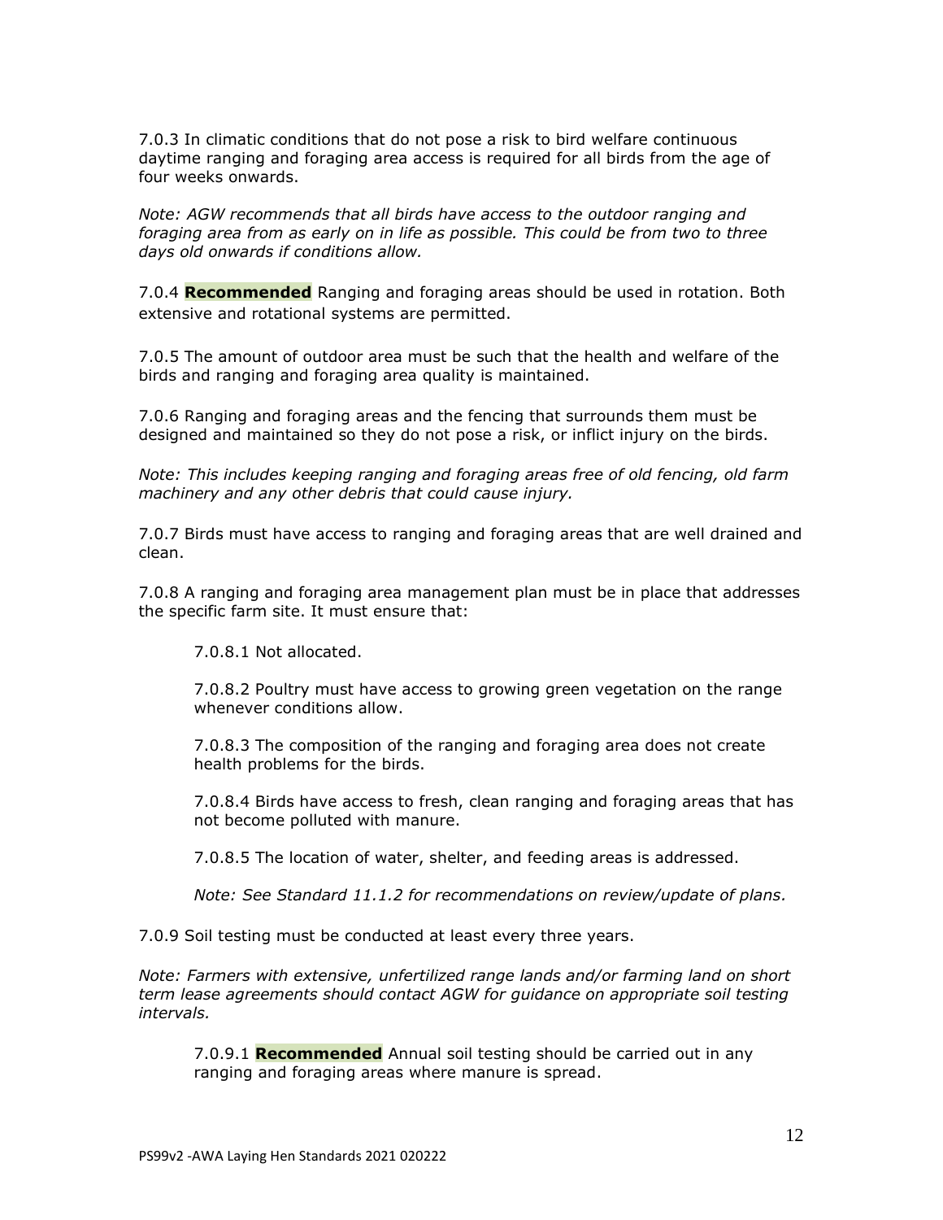7.0.3 In climatic conditions that do not pose a risk to bird welfare continuous daytime ranging and foraging area access is required for all birds from the age of four weeks onwards.

*Note: AGW recommends that all birds have access to the outdoor ranging and foraging area from as early on in life as possible. This could be from two to three days old onwards if conditions allow.*

7.0.4 **Recommended** Ranging and foraging areas should be used in rotation. Both extensive and rotational systems are permitted.

7.0.5 The amount of outdoor area must be such that the health and welfare of the birds and ranging and foraging area quality is maintained.

7.0.6 Ranging and foraging areas and the fencing that surrounds them must be designed and maintained so they do not pose a risk, or inflict injury on the birds.

*Note: This includes keeping ranging and foraging areas free of old fencing, old farm machinery and any other debris that could cause injury.*

7.0.7 Birds must have access to ranging and foraging areas that are well drained and clean.

7.0.8 A ranging and foraging area management plan must be in place that addresses the specific farm site. It must ensure that:

> 7.0.8.1 Not allocated.
>
> 7.0.8.2 Poultry must have access to growing green vegetation on the range whenever conditions allow.
>
> 7.0.8.3 The composition of the ranging and foraging area does not create health problems for the birds.
>
> 7.0.8.4 Birds have access to fresh, clean ranging and foraging areas that has not become polluted with manure.
>
> 7.0.8.5 The location of water, shelter, and feeding areas is addressed.
>
> *Note: See Standard 11.1.2 for recommendations on review/update of plans.*

7.0.9 Soil testing must be conducted at least every three years.

*Note: Farmers with extensive, unfertilized range lands and/or farming land on short term lease agreements should contact AGW for guidance on appropriate soil testing intervals.*

> 7.0.9.1 **Recommended** Annual soil testing should be carried out in any ranging and foraging areas where manure is spread.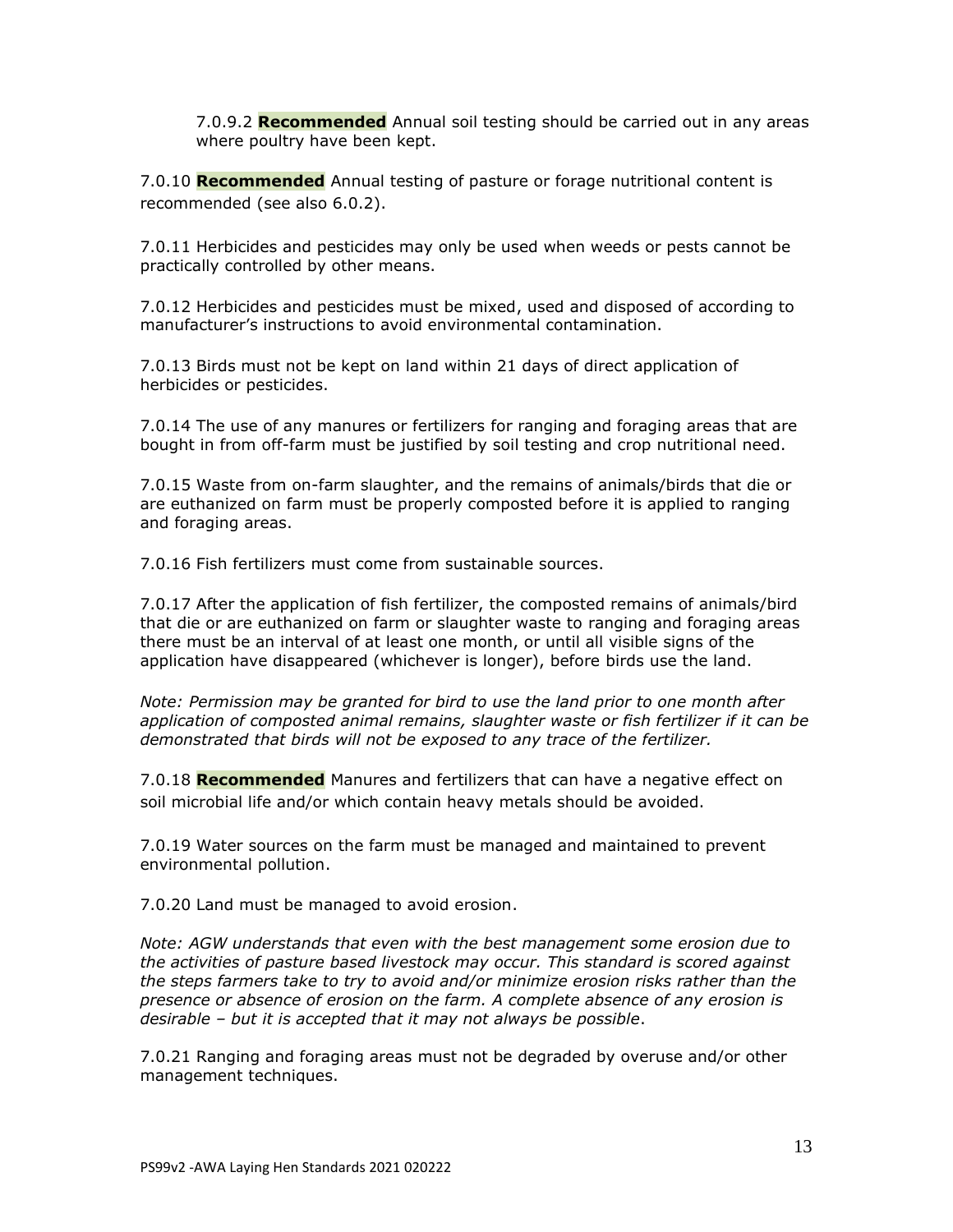7.0.9.2 **Recommended** Annual soil testing should be carried out in any areas where poultry have been kept.

7.0.10 **Recommended** Annual testing of pasture or forage nutritional content is recommended (see also 6.0.2).

7.0.11 Herbicides and pesticides may only be used when weeds or pests cannot be practically controlled by other means.

7.0.12 Herbicides and pesticides must be mixed, used and disposed of according to manufacturer's instructions to avoid environmental contamination.

7.0.13 Birds must not be kept on land within 21 days of direct application of herbicides or pesticides.

7.0.14 The use of any manures or fertilizers for ranging and foraging areas that are bought in from off-farm must be justified by soil testing and crop nutritional need.

7.0.15 Waste from on-farm slaughter, and the remains of animals/birds that die or are euthanized on farm must be properly composted before it is applied to ranging and foraging areas.

7.0.16 Fish fertilizers must come from sustainable sources.

7.0.17 After the application of fish fertilizer, the composted remains of animals/bird that die or are euthanized on farm or slaughter waste to ranging and foraging areas there must be an interval of at least one month, or until all visible signs of the application have disappeared (whichever is longer), before birds use the land.

*Note: Permission may be granted for bird to use the land prior to one month after application of composted animal remains, slaughter waste or fish fertilizer if it can be demonstrated that birds will not be exposed to any trace of the fertilizer.*

7.0.18 **Recommended** Manures and fertilizers that can have a negative effect on soil microbial life and/or which contain heavy metals should be avoided.

7.0.19 Water sources on the farm must be managed and maintained to prevent environmental pollution.

7.0.20 Land must be managed to avoid erosion.

*Note: AGW understands that even with the best management some erosion due to the activities of pasture based livestock may occur. This standard is scored against the steps farmers take to try to avoid and/or minimize erosion risks rather than the presence or absence of erosion on the farm. A complete absence of any erosion is desirable – but it is accepted that it may not always be possible.*

7.0.21 Ranging and foraging areas must not be degraded by overuse and/or other management techniques.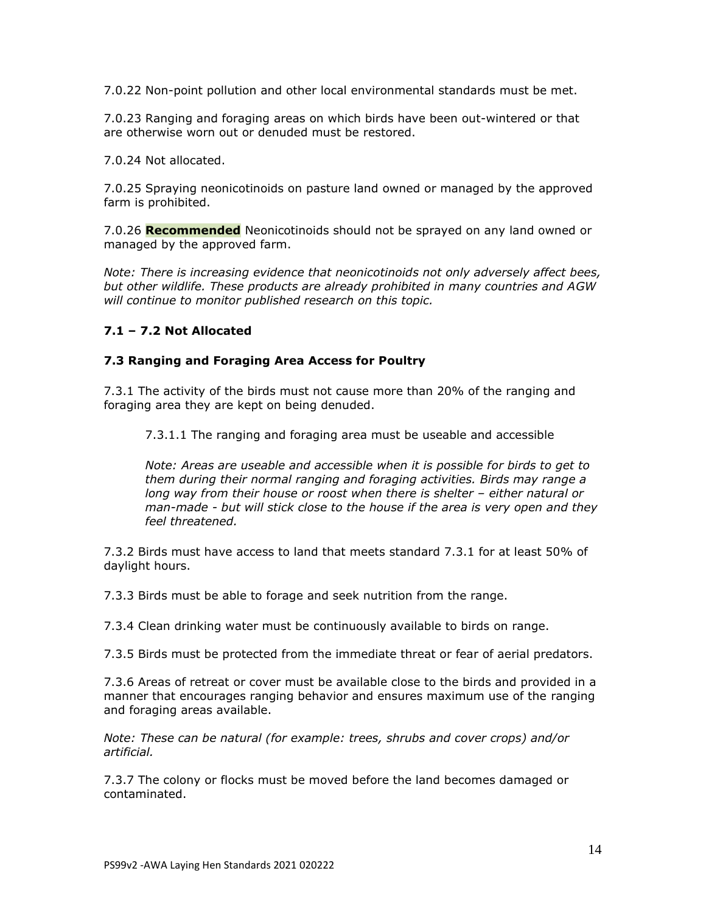7.0.22 Non-point pollution and other local environmental standards must be met.

7.0.23 Ranging and foraging areas on which birds have been out-wintered or that are otherwise worn out or denuded must be restored.

7.0.24 Not allocated.

7.0.25 Spraying neonicotinoids on pasture land owned or managed by the approved farm is prohibited.

7.0.26 **Recommended** Neonicotinoids should not be sprayed on any land owned or managed by the approved farm.

*Note: There is increasing evidence that neonicotinoids not only adversely affect bees, but other wildlife. These products are already prohibited in many countries and AGW will continue to monitor published research on this topic.*

### 7.1 – 7.2 Not Allocated

### 7.3 Ranging and Foraging Area Access for Poultry

7.3.1 The activity of the birds must not cause more than 20% of the ranging and foraging area they are kept on being denuded.

7.3.1.1 The ranging and foraging area must be useable and accessible

*Note: Areas are useable and accessible when it is possible for birds to get to them during their normal ranging and foraging activities. Birds may range a long way from their house or roost when there is shelter – either natural or man-made - but will stick close to the house if the area is very open and they feel threatened.*

7.3.2 Birds must have access to land that meets standard 7.3.1 for at least 50% of daylight hours.

7.3.3 Birds must be able to forage and seek nutrition from the range.

7.3.4 Clean drinking water must be continuously available to birds on range.

7.3.5 Birds must be protected from the immediate threat or fear of aerial predators.

7.3.6 Areas of retreat or cover must be available close to the birds and provided in a manner that encourages ranging behavior and ensures maximum use of the ranging and foraging areas available.

*Note: These can be natural (for example: trees, shrubs and cover crops) and/or artificial.*

7.3.7 The colony or flocks must be moved before the land becomes damaged or contaminated.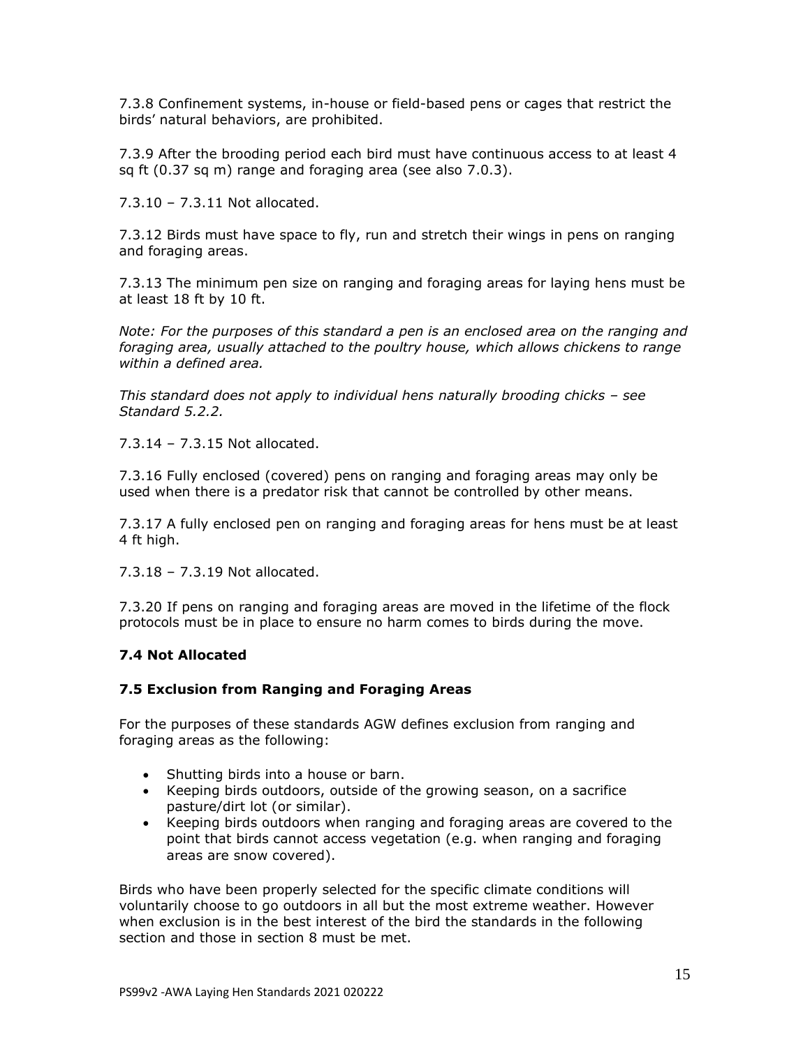7.3.8 Confinement systems, in-house or field-based pens or cages that restrict the birds' natural behaviors, are prohibited.

7.3.9 After the brooding period each bird must have continuous access to at least 4 sq ft (0.37 sq m) range and foraging area (see also 7.0.3).

7.3.10 – 7.3.11 Not allocated.

7.3.12 Birds must have space to fly, run and stretch their wings in pens on ranging and foraging areas.

7.3.13 The minimum pen size on ranging and foraging areas for laying hens must be at least 18 ft by 10 ft.

*Note: For the purposes of this standard a pen is an enclosed area on the ranging and foraging area, usually attached to the poultry house, which allows chickens to range within a defined area.*

*This standard does not apply to individual hens naturally brooding chicks – see Standard 5.2.2.*

7.3.14 – 7.3.15 Not allocated.

7.3.16 Fully enclosed (covered) pens on ranging and foraging areas may only be used when there is a predator risk that cannot be controlled by other means.

7.3.17 A fully enclosed pen on ranging and foraging areas for hens must be at least 4 ft high.

7.3.18 – 7.3.19 Not allocated.

7.3.20 If pens on ranging and foraging areas are moved in the lifetime of the flock protocols must be in place to ensure no harm comes to birds during the move.

### 7.4 Not Allocated

### 7.5 Exclusion from Ranging and Foraging Areas

For the purposes of these standards AGW defines exclusion from ranging and foraging areas as the following:

- Shutting birds into a house or barn.
- Keeping birds outdoors, outside of the growing season, on a sacrifice pasture/dirt lot (or similar).
- Keeping birds outdoors when ranging and foraging areas are covered to the point that birds cannot access vegetation (e.g. when ranging and foraging areas are snow covered).

Birds who have been properly selected for the specific climate conditions will voluntarily choose to go outdoors in all but the most extreme weather. However when exclusion is in the best interest of the bird the standards in the following section and those in section 8 must be met.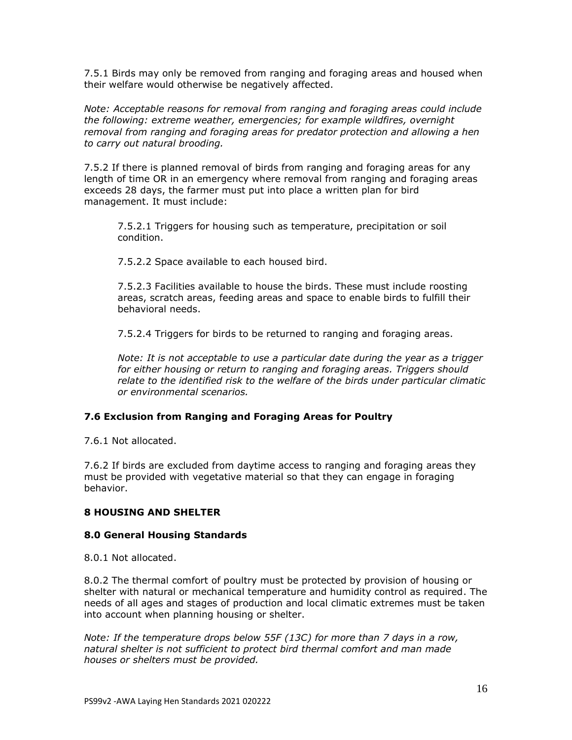7.5.1 Birds may only be removed from ranging and foraging areas and housed when their welfare would otherwise be negatively affected.

*Note: Acceptable reasons for removal from ranging and foraging areas could include the following: extreme weather, emergencies; for example wildfires, overnight removal from ranging and foraging areas for predator protection and allowing a hen to carry out natural brooding.*

7.5.2 If there is planned removal of birds from ranging and foraging areas for any length of time OR in an emergency where removal from ranging and foraging areas exceeds 28 days, the farmer must put into place a written plan for bird management. It must include:

> 7.5.2.1 Triggers for housing such as temperature, precipitation or soil condition.
>
> 7.5.2.2 Space available to each housed bird.
>
> 7.5.2.3 Facilities available to house the birds. These must include roosting areas, scratch areas, feeding areas and space to enable birds to fulfill their behavioral needs.
>
> 7.5.2.4 Triggers for birds to be returned to ranging and foraging areas.
>
> *Note: It is not acceptable to use a particular date during the year as a trigger for either housing or return to ranging and foraging areas. Triggers should relate to the identified risk to the welfare of the birds under particular climatic or environmental scenarios.*

### 7.6 Exclusion from Ranging and Foraging Areas for Poultry

7.6.1 Not allocated.

7.6.2 If birds are excluded from daytime access to ranging and foraging areas they must be provided with vegetative material so that they can engage in foraging behavior.

## 8 HOUSING AND SHELTER

### 8.0 General Housing Standards

8.0.1 Not allocated.

8.0.2 The thermal comfort of poultry must be protected by provision of housing or shelter with natural or mechanical temperature and humidity control as required. The needs of all ages and stages of production and local climatic extremes must be taken into account when planning housing or shelter.

*Note: If the temperature drops below 55F (13C) for more than 7 days in a row, natural shelter is not sufficient to protect bird thermal comfort and man made houses or shelters must be provided.*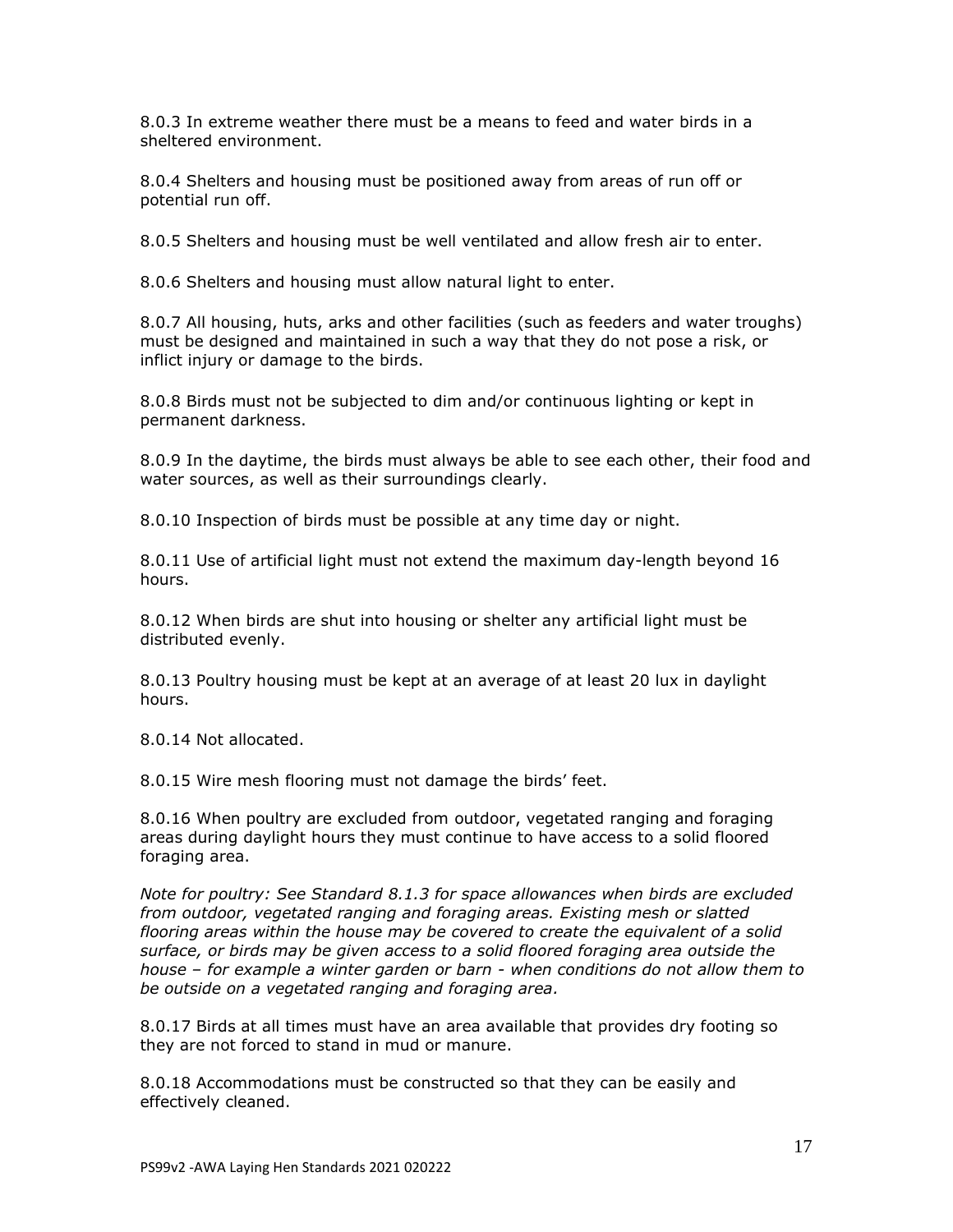8.0.3 In extreme weather there must be a means to feed and water birds in a sheltered environment.

8.0.4 Shelters and housing must be positioned away from areas of run off or potential run off.

8.0.5 Shelters and housing must be well ventilated and allow fresh air to enter.

8.0.6 Shelters and housing must allow natural light to enter.

8.0.7 All housing, huts, arks and other facilities (such as feeders and water troughs) must be designed and maintained in such a way that they do not pose a risk, or inflict injury or damage to the birds.

8.0.8 Birds must not be subjected to dim and/or continuous lighting or kept in permanent darkness.

8.0.9 In the daytime, the birds must always be able to see each other, their food and water sources, as well as their surroundings clearly.

8.0.10 Inspection of birds must be possible at any time day or night.

8.0.11 Use of artificial light must not extend the maximum day-length beyond 16 hours.

8.0.12 When birds are shut into housing or shelter any artificial light must be distributed evenly.

8.0.13 Poultry housing must be kept at an average of at least 20 lux in daylight hours.

8.0.14 Not allocated.

8.0.15 Wire mesh flooring must not damage the birds' feet.

8.0.16 When poultry are excluded from outdoor, vegetated ranging and foraging areas during daylight hours they must continue to have access to a solid floored foraging area.

*Note for poultry: See Standard 8.1.3 for space allowances when birds are excluded from outdoor, vegetated ranging and foraging areas. Existing mesh or slatted flooring areas within the house may be covered to create the equivalent of a solid surface, or birds may be given access to a solid floored foraging area outside the house – for example a winter garden or barn - when conditions do not allow them to be outside on a vegetated ranging and foraging area.*

8.0.17 Birds at all times must have an area available that provides dry footing so they are not forced to stand in mud or manure.

8.0.18 Accommodations must be constructed so that they can be easily and effectively cleaned.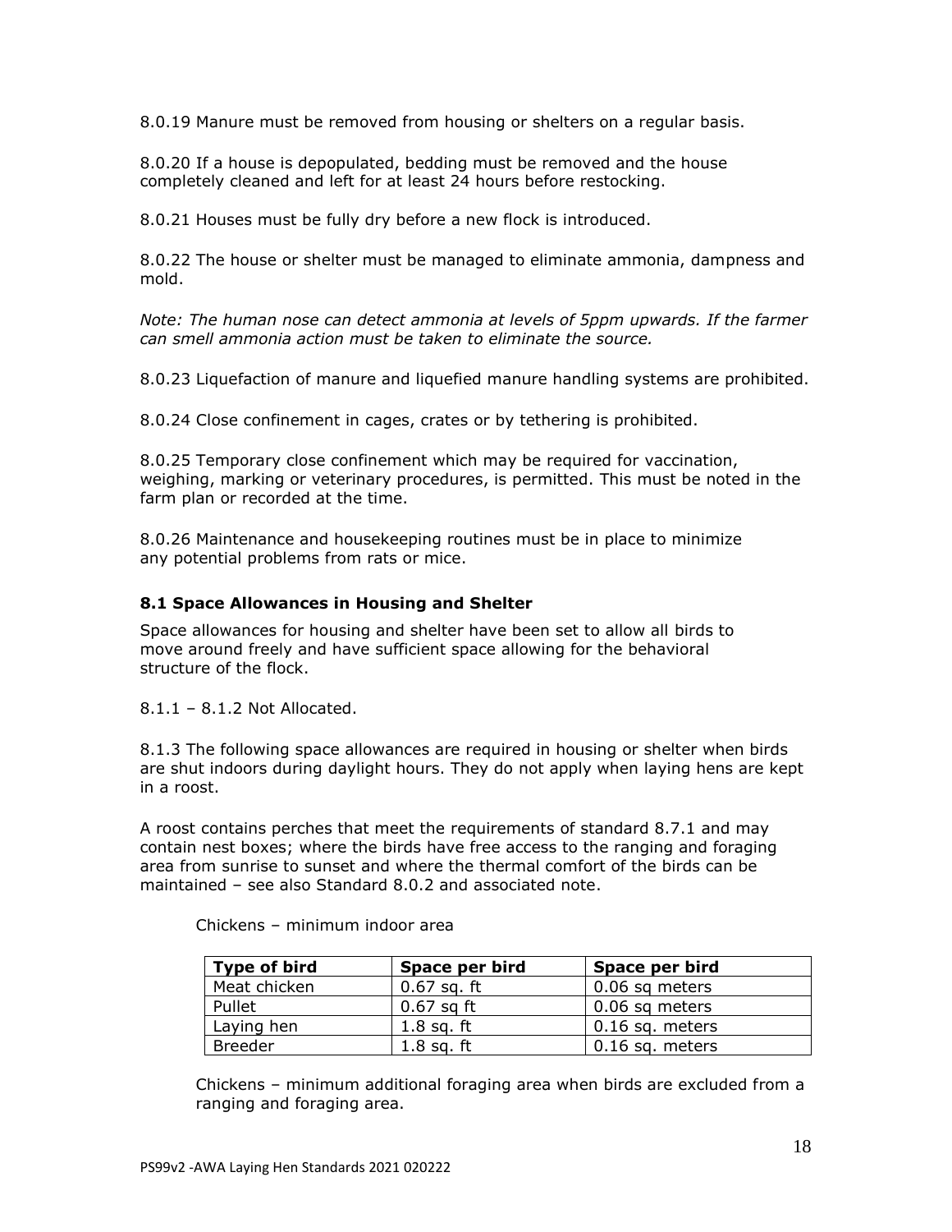8.0.19 Manure must be removed from housing or shelters on a regular basis.

8.0.20 If a house is depopulated, bedding must be removed and the house completely cleaned and left for at least 24 hours before restocking.

8.0.21 Houses must be fully dry before a new flock is introduced.

8.0.22 The house or shelter must be managed to eliminate ammonia, dampness and mold.

*Note: The human nose can detect ammonia at levels of 5ppm upwards. If the farmer can smell ammonia action must be taken to eliminate the source.*

8.0.23 Liquefaction of manure and liquefied manure handling systems are prohibited.

8.0.24 Close confinement in cages, crates or by tethering is prohibited.

8.0.25 Temporary close confinement which may be required for vaccination, weighing, marking or veterinary procedures, is permitted. This must be noted in the farm plan or recorded at the time.

8.0.26 Maintenance and housekeeping routines must be in place to minimize any potential problems from rats or mice.

### 8.1 Space Allowances in Housing and Shelter

Space allowances for housing and shelter have been set to allow all birds to move around freely and have sufficient space allowing for the behavioral structure of the flock.

8.1.1 – 8.1.2 Not Allocated.

8.1.3 The following space allowances are required in housing or shelter when birds are shut indoors during daylight hours. They do not apply when laying hens are kept in a roost.

A roost contains perches that meet the requirements of standard 8.7.1 and may contain nest boxes; where the birds have free access to the ranging and foraging area from sunrise to sunset and where the thermal comfort of the birds can be maintained – see also Standard 8.0.2 and associated note.

Chickens – minimum indoor area

| Type of bird | Space per bird | Space per bird |
|---|---|---|
| Meat chicken | 0.67 sq. ft | 0.06 sq meters |
| Pullet | 0.67 sq ft | 0.06 sq meters |
| Laying hen | 1.8 sq. ft | 0.16 sq. meters |
| Breeder | 1.8 sq. ft | 0.16 sq. meters |

Chickens – minimum additional foraging area when birds are excluded from a ranging and foraging area.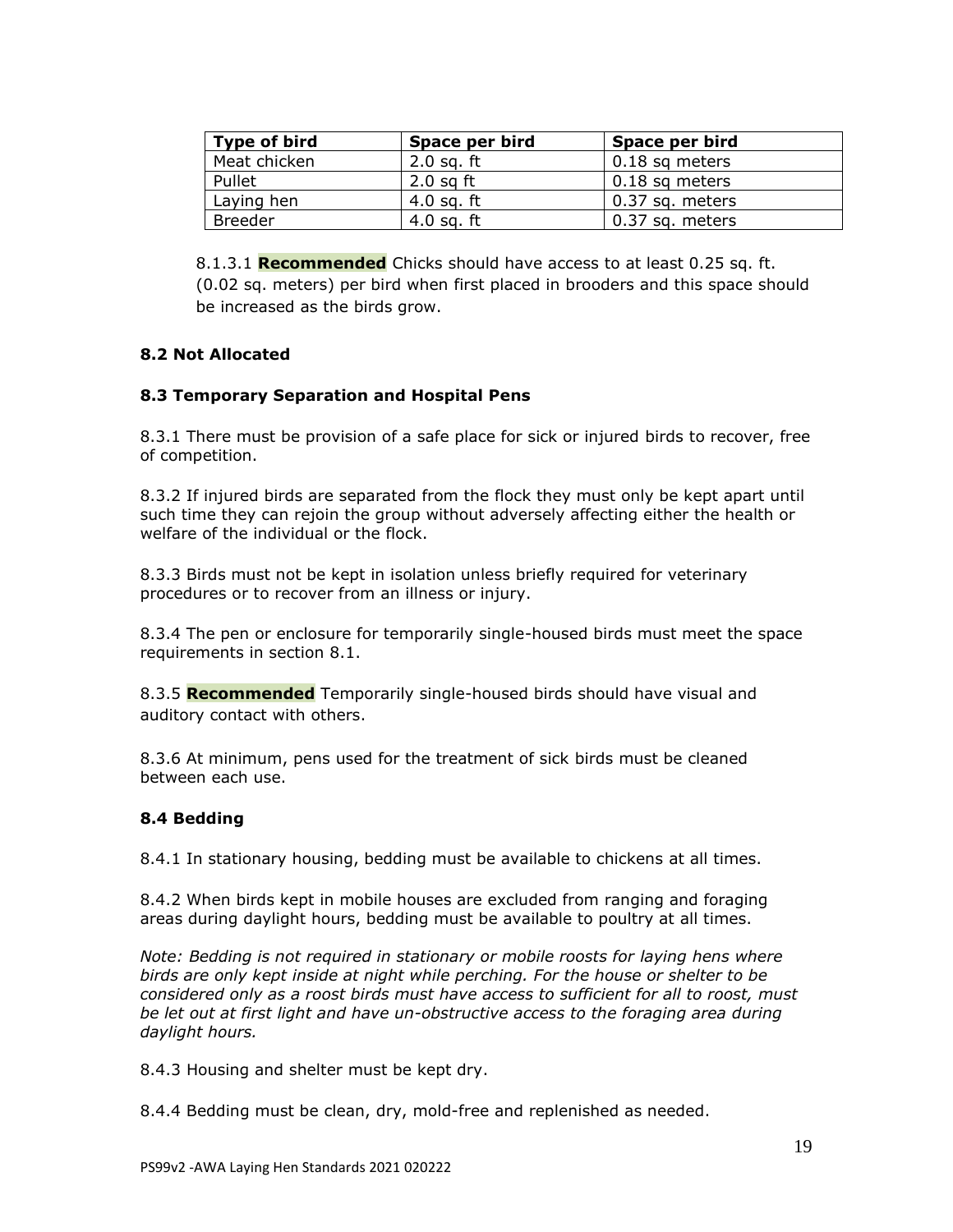| Type of bird | Space per bird | Space per bird |
|---|---|---|
| Meat chicken | 2.0 sq. ft | 0.18 sq meters |
| Pullet | 2.0 sq ft | 0.18 sq meters |
| Laying hen | 4.0 sq. ft | 0.37 sq. meters |
| Breeder | 4.0 sq. ft | 0.37 sq. meters |

8.1.3.1 **Recommended** Chicks should have access to at least 0.25 sq. ft. (0.02 sq. meters) per bird when first placed in brooders and this space should be increased as the birds grow.

### 8.2 Not Allocated

### 8.3 Temporary Separation and Hospital Pens

8.3.1 There must be provision of a safe place for sick or injured birds to recover, free of competition.

8.3.2 If injured birds are separated from the flock they must only be kept apart until such time they can rejoin the group without adversely affecting either the health or welfare of the individual or the flock.

8.3.3 Birds must not be kept in isolation unless briefly required for veterinary procedures or to recover from an illness or injury.

8.3.4 The pen or enclosure for temporarily single-housed birds must meet the space requirements in section 8.1.

8.3.5 **Recommended** Temporarily single-housed birds should have visual and auditory contact with others.

8.3.6 At minimum, pens used for the treatment of sick birds must be cleaned between each use.

### 8.4 Bedding

8.4.1 In stationary housing, bedding must be available to chickens at all times.

8.4.2 When birds kept in mobile houses are excluded from ranging and foraging areas during daylight hours, bedding must be available to poultry at all times.

*Note: Bedding is not required in stationary or mobile roosts for laying hens where birds are only kept inside at night while perching. For the house or shelter to be considered only as a roost birds must have access to sufficient for all to roost, must be let out at first light and have un-obstructive access to the foraging area during daylight hours.*

8.4.3 Housing and shelter must be kept dry.

8.4.4 Bedding must be clean, dry, mold-free and replenished as needed.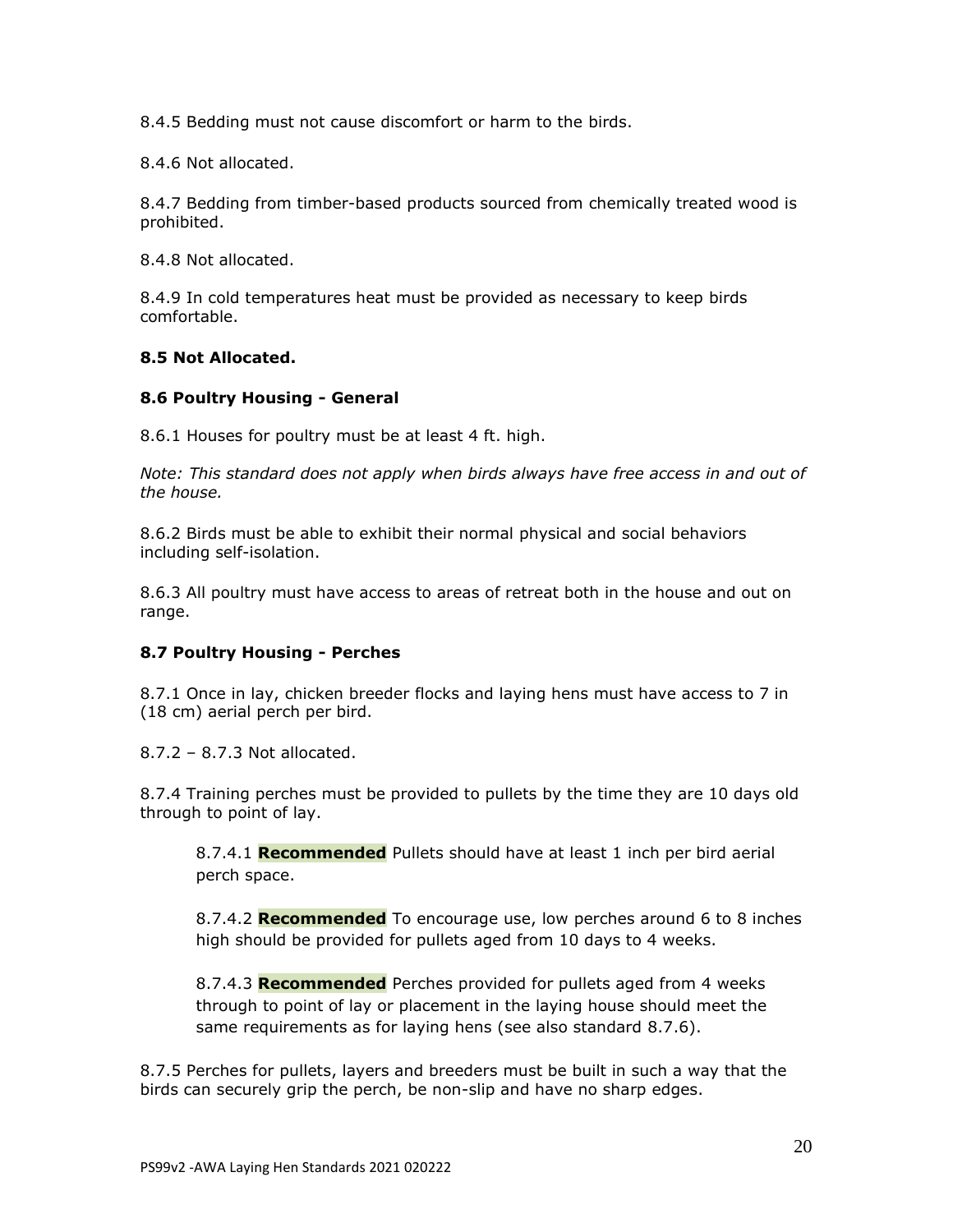8.4.5 Bedding must not cause discomfort or harm to the birds.

8.4.6 Not allocated.

8.4.7 Bedding from timber-based products sourced from chemically treated wood is prohibited.

8.4.8 Not allocated.

8.4.9 In cold temperatures heat must be provided as necessary to keep birds comfortable.

**8.5 Not Allocated.**

**8.6 Poultry Housing - General**

8.6.1 Houses for poultry must be at least 4 ft. high.

*Note: This standard does not apply when birds always have free access in and out of the house.*

8.6.2 Birds must be able to exhibit their normal physical and social behaviors including self-isolation.

8.6.3 All poultry must have access to areas of retreat both in the house and out on range.

**8.7 Poultry Housing - Perches**

8.7.1 Once in lay, chicken breeder flocks and laying hens must have access to 7 in (18 cm) aerial perch per bird.

8.7.2 – 8.7.3 Not allocated.

8.7.4 Training perches must be provided to pullets by the time they are 10 days old through to point of lay.

> 8.7.4.1 **Recommended** Pullets should have at least 1 inch per bird aerial perch space.
>
> 8.7.4.2 **Recommended** To encourage use, low perches around 6 to 8 inches high should be provided for pullets aged from 10 days to 4 weeks.
>
> 8.7.4.3 **Recommended** Perches provided for pullets aged from 4 weeks through to point of lay or placement in the laying house should meet the same requirements as for laying hens (see also standard 8.7.6).

8.7.5 Perches for pullets, layers and breeders must be built in such a way that the birds can securely grip the perch, be non-slip and have no sharp edges.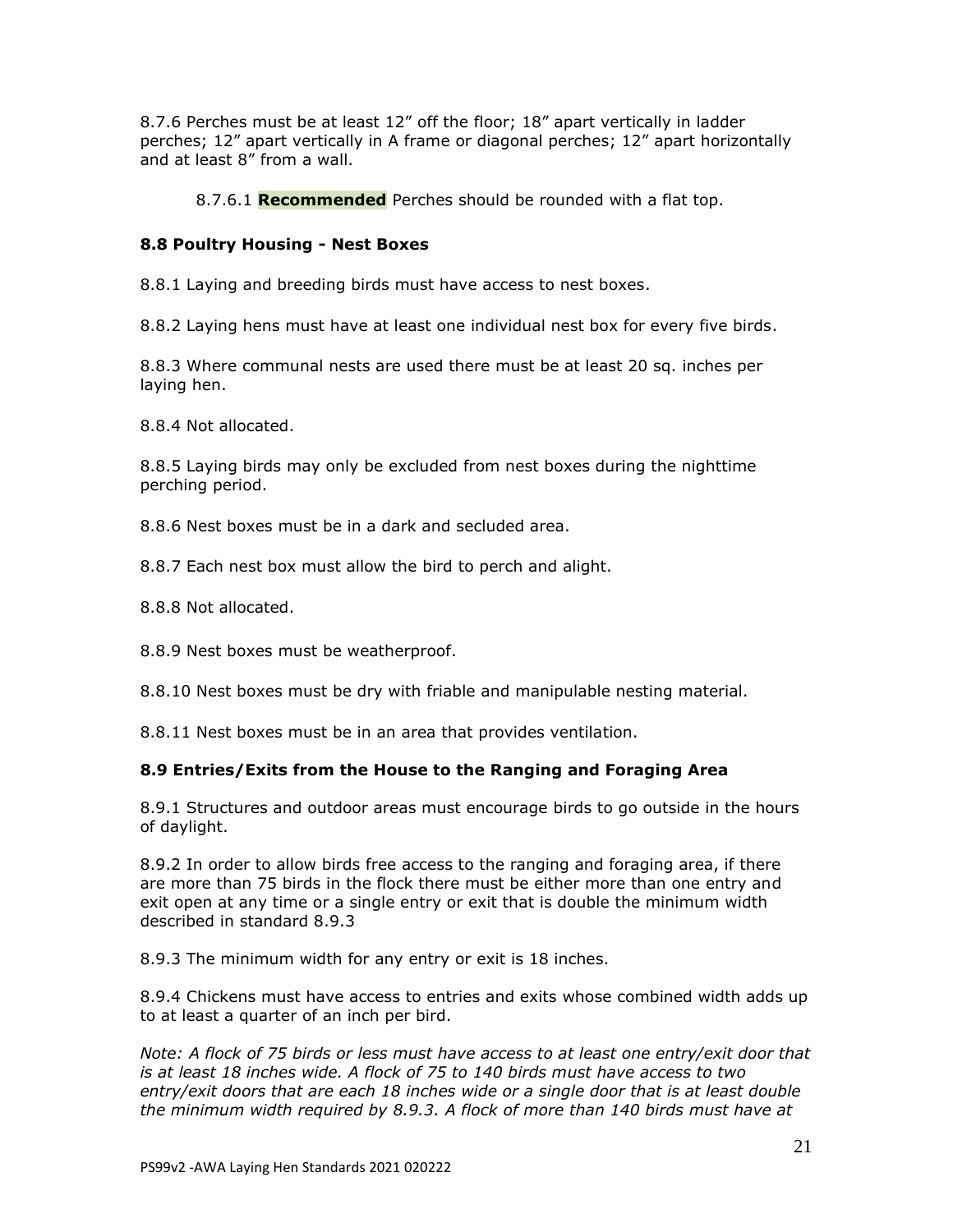8.7.6 Perches must be at least 12” off the floor; 18” apart vertically in ladder perches; 12” apart vertically in A frame or diagonal perches; 12” apart horizontally and at least 8” from a wall.

8.7.6.1 **Recommended** Perches should be rounded with a flat top.

### 8.8 Poultry Housing - Nest Boxes

8.8.1 Laying and breeding birds must have access to nest boxes.

8.8.2 Laying hens must have at least one individual nest box for every five birds.

8.8.3 Where communal nests are used there must be at least 20 sq. inches per laying hen.

8.8.4 Not allocated.

8.8.5 Laying birds may only be excluded from nest boxes during the nighttime perching period.

8.8.6 Nest boxes must be in a dark and secluded area.

8.8.7 Each nest box must allow the bird to perch and alight.

8.8.8 Not allocated.

8.8.9 Nest boxes must be weatherproof.

8.8.10 Nest boxes must be dry with friable and manipulable nesting material.

8.8.11 Nest boxes must be in an area that provides ventilation.

### 8.9 Entries/Exits from the House to the Ranging and Foraging Area

8.9.1 Structures and outdoor areas must encourage birds to go outside in the hours of daylight.

8.9.2 In order to allow birds free access to the ranging and foraging area, if there are more than 75 birds in the flock there must be either more than one entry and exit open at any time or a single entry or exit that is double the minimum width described in standard 8.9.3

8.9.3 The minimum width for any entry or exit is 18 inches.

8.9.4 Chickens must have access to entries and exits whose combined width adds up to at least a quarter of an inch per bird.

*Note: A flock of 75 birds or less must have access to at least one entry/exit door that is at least 18 inches wide. A flock of 75 to 140 birds must have access to two entry/exit doors that are each 18 inches wide or a single door that is at least double the minimum width required by 8.9.3. A flock of more than 140 birds must have at*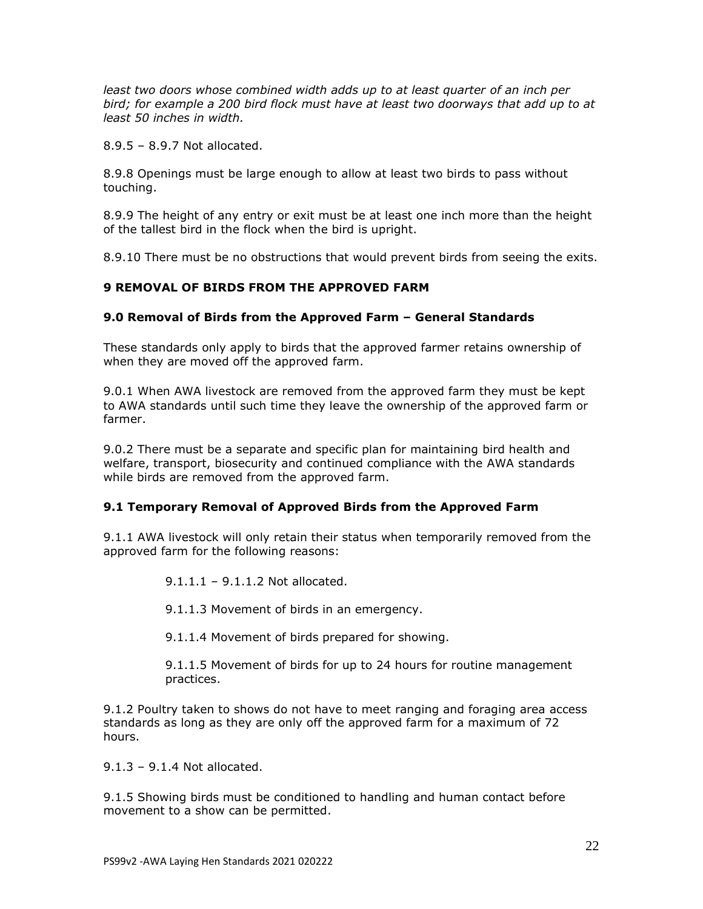*least two doors whose combined width adds up to at least quarter of an inch per bird; for example a 200 bird flock must have at least two doorways that add up to at least 50 inches in width.*

8.9.5 – 8.9.7 Not allocated.

8.9.8 Openings must be large enough to allow at least two birds to pass without touching.

8.9.9 The height of any entry or exit must be at least one inch more than the height of the tallest bird in the flock when the bird is upright.

8.9.10 There must be no obstructions that would prevent birds from seeing the exits.

## 9 REMOVAL OF BIRDS FROM THE APPROVED FARM

### 9.0 Removal of Birds from the Approved Farm – General Standards

These standards only apply to birds that the approved farmer retains ownership of when they are moved off the approved farm.

9.0.1 When AWA livestock are removed from the approved farm they must be kept to AWA standards until such time they leave the ownership of the approved farm or farmer.

9.0.2 There must be a separate and specific plan for maintaining bird health and welfare, transport, biosecurity and continued compliance with the AWA standards while birds are removed from the approved farm.

### 9.1 Temporary Removal of Approved Birds from the Approved Farm

9.1.1 AWA livestock will only retain their status when temporarily removed from the approved farm for the following reasons:

> 9.1.1.1 – 9.1.1.2 Not allocated.
>
> 9.1.1.3 Movement of birds in an emergency.
>
> 9.1.1.4 Movement of birds prepared for showing.
>
> 9.1.1.5 Movement of birds for up to 24 hours for routine management practices.

9.1.2 Poultry taken to shows do not have to meet ranging and foraging area access standards as long as they are only off the approved farm for a maximum of 72 hours.

9.1.3 – 9.1.4 Not allocated.

9.1.5 Showing birds must be conditioned to handling and human contact before movement to a show can be permitted.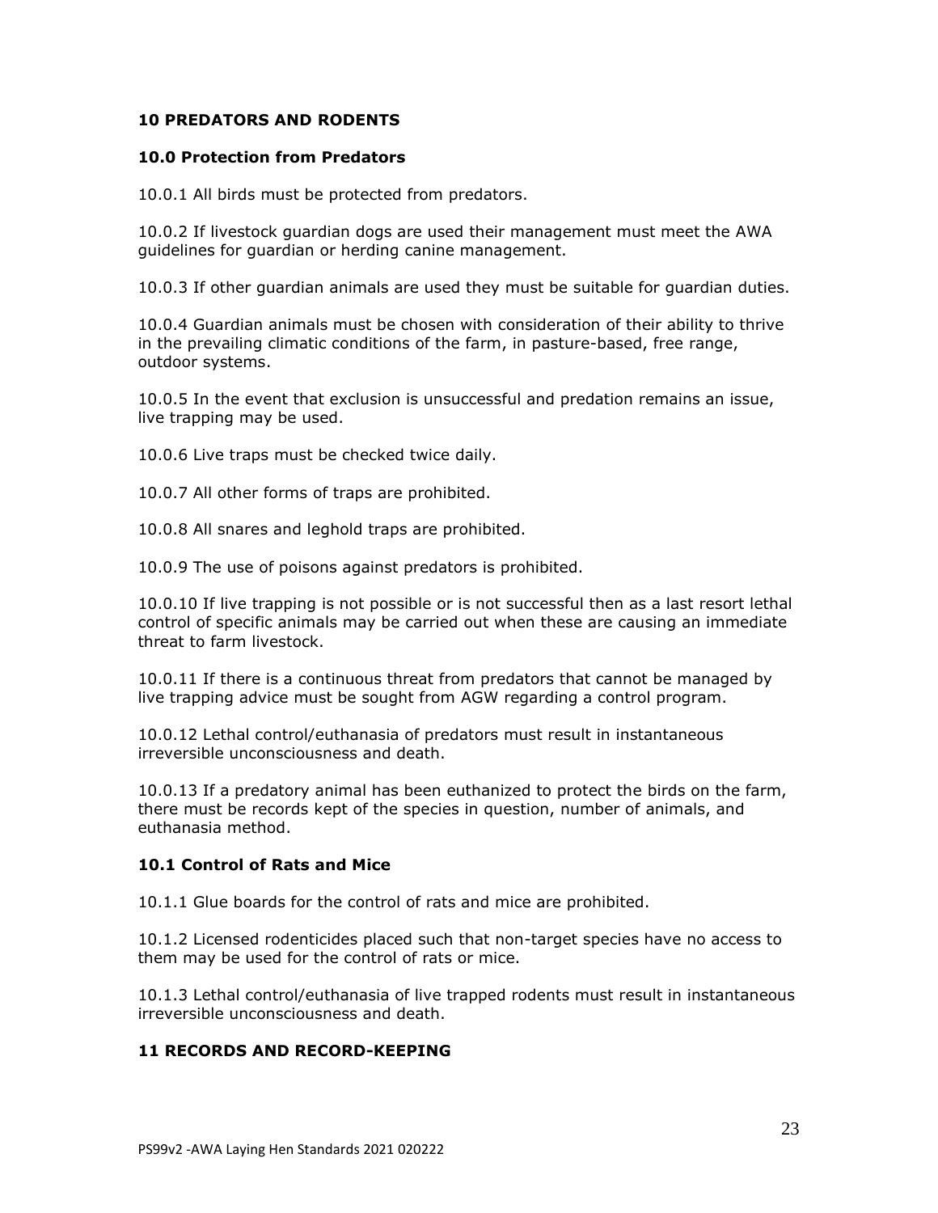## 10 PREDATORS AND RODENTS

### 10.0 Protection from Predators

10.0.1 All birds must be protected from predators.

10.0.2 If livestock guardian dogs are used their management must meet the AWA guidelines for guardian or herding canine management.

10.0.3 If other guardian animals are used they must be suitable for guardian duties.

10.0.4 Guardian animals must be chosen with consideration of their ability to thrive in the prevailing climatic conditions of the farm, in pasture-based, free range, outdoor systems.

10.0.5 In the event that exclusion is unsuccessful and predation remains an issue, live trapping may be used.

10.0.6 Live traps must be checked twice daily.

10.0.7 All other forms of traps are prohibited.

10.0.8 All snares and leghold traps are prohibited.

10.0.9 The use of poisons against predators is prohibited.

10.0.10 If live trapping is not possible or is not successful then as a last resort lethal control of specific animals may be carried out when these are causing an immediate threat to farm livestock.

10.0.11 If there is a continuous threat from predators that cannot be managed by live trapping advice must be sought from AGW regarding a control program.

10.0.12 Lethal control/euthanasia of predators must result in instantaneous irreversible unconsciousness and death.

10.0.13 If a predatory animal has been euthanized to protect the birds on the farm, there must be records kept of the species in question, number of animals, and euthanasia method.

### 10.1 Control of Rats and Mice

10.1.1 Glue boards for the control of rats and mice are prohibited.

10.1.2 Licensed rodenticides placed such that non-target species have no access to them may be used for the control of rats or mice.

10.1.3 Lethal control/euthanasia of live trapped rodents must result in instantaneous irreversible unconsciousness and death.

## 11 RECORDS AND RECORD-KEEPING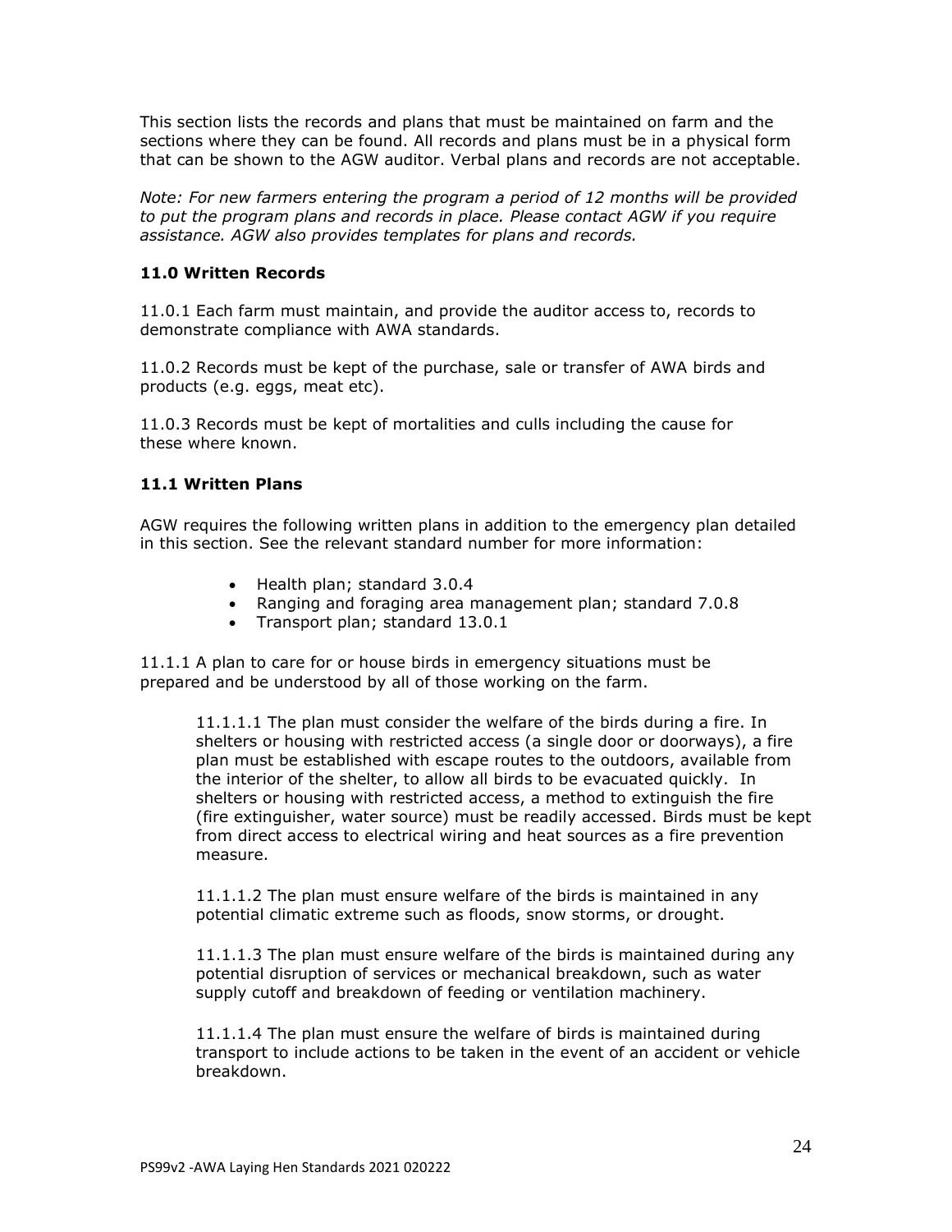This section lists the records and plans that must be maintained on farm and the sections where they can be found. All records and plans must be in a physical form that can be shown to the AGW auditor. Verbal plans and records are not acceptable.

*Note: For new farmers entering the program a period of 12 months will be provided to put the program plans and records in place. Please contact AGW if you require assistance. AGW also provides templates for plans and records.*

### 11.0 Written Records

11.0.1 Each farm must maintain, and provide the auditor access to, records to demonstrate compliance with AWA standards.

11.0.2 Records must be kept of the purchase, sale or transfer of AWA birds and products (e.g. eggs, meat etc).

11.0.3 Records must be kept of mortalities and culls including the cause for these where known.

### 11.1 Written Plans

AGW requires the following written plans in addition to the emergency plan detailed in this section. See the relevant standard number for more information:

- Health plan; standard 3.0.4
- Ranging and foraging area management plan; standard 7.0.8
- Transport plan; standard 13.0.1

11.1.1 A plan to care for or house birds in emergency situations must be prepared and be understood by all of those working on the farm.

11.1.1.1 The plan must consider the welfare of the birds during a fire. In shelters or housing with restricted access (a single door or doorways), a fire plan must be established with escape routes to the outdoors, available from the interior of the shelter, to allow all birds to be evacuated quickly. In shelters or housing with restricted access, a method to extinguish the fire (fire extinguisher, water source) must be readily accessed. Birds must be kept from direct access to electrical wiring and heat sources as a fire prevention measure.

11.1.1.2 The plan must ensure welfare of the birds is maintained in any potential climatic extreme such as floods, snow storms, or drought.

11.1.1.3 The plan must ensure welfare of the birds is maintained during any potential disruption of services or mechanical breakdown, such as water supply cutoff and breakdown of feeding or ventilation machinery.

11.1.1.4 The plan must ensure the welfare of birds is maintained during transport to include actions to be taken in the event of an accident or vehicle breakdown.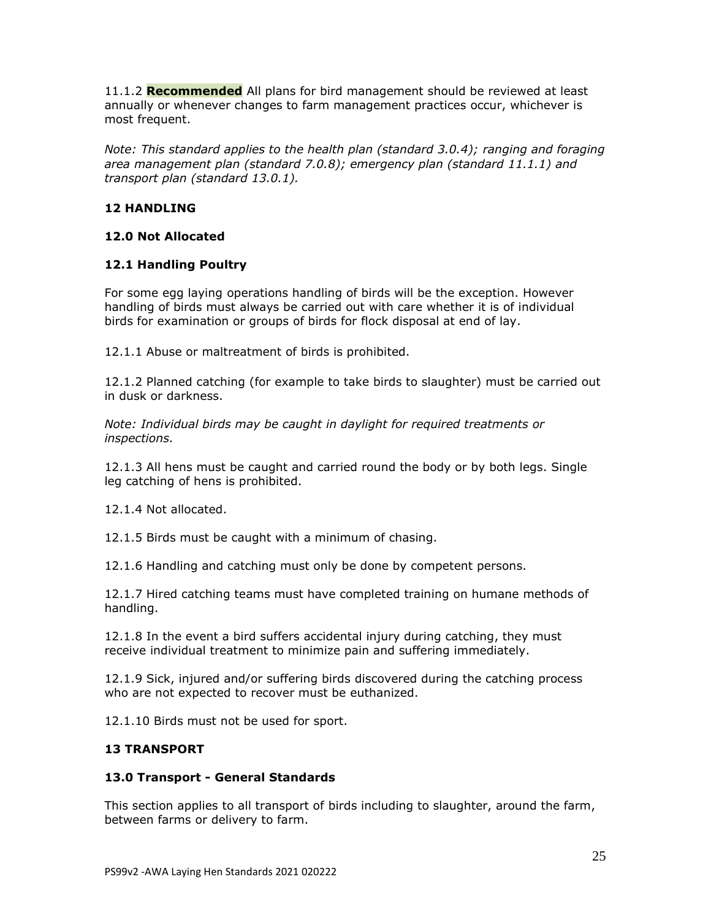11.1.2 **Recommended** All plans for bird management should be reviewed at least annually or whenever changes to farm management practices occur, whichever is most frequent.

*Note: This standard applies to the health plan (standard 3.0.4); ranging and foraging area management plan (standard 7.0.8); emergency plan (standard 11.1.1) and transport plan (standard 13.0.1).*

## 12 HANDLING

### 12.0 Not Allocated

### 12.1 Handling Poultry

For some egg laying operations handling of birds will be the exception. However handling of birds must always be carried out with care whether it is of individual birds for examination or groups of birds for flock disposal at end of lay.

12.1.1 Abuse or maltreatment of birds is prohibited.

12.1.2 Planned catching (for example to take birds to slaughter) must be carried out in dusk or darkness.

*Note: Individual birds may be caught in daylight for required treatments or inspections.*

12.1.3 All hens must be caught and carried round the body or by both legs. Single leg catching of hens is prohibited.

12.1.4 Not allocated.

12.1.5 Birds must be caught with a minimum of chasing.

12.1.6 Handling and catching must only be done by competent persons.

12.1.7 Hired catching teams must have completed training on humane methods of handling.

12.1.8 In the event a bird suffers accidental injury during catching, they must receive individual treatment to minimize pain and suffering immediately.

12.1.9 Sick, injured and/or suffering birds discovered during the catching process who are not expected to recover must be euthanized.

12.1.10 Birds must not be used for sport.

## 13 TRANSPORT

### 13.0 Transport - General Standards

This section applies to all transport of birds including to slaughter, around the farm, between farms or delivery to farm.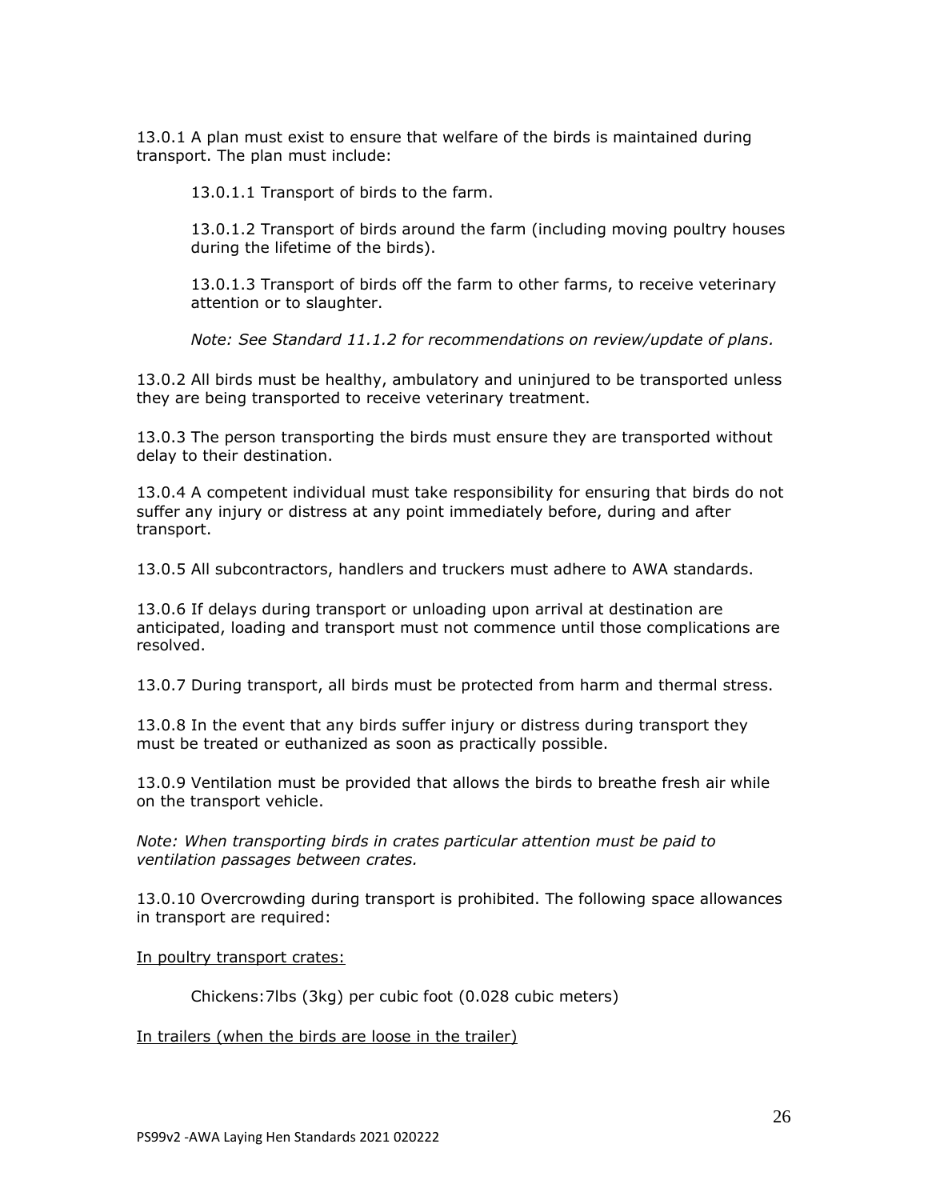13.0.1 A plan must exist to ensure that welfare of the birds is maintained during transport. The plan must include:

> 13.0.1.1 Transport of birds to the farm.
>
> 13.0.1.2 Transport of birds around the farm (including moving poultry houses during the lifetime of the birds).
>
> 13.0.1.3 Transport of birds off the farm to other farms, to receive veterinary attention or to slaughter.
>
> *Note: See Standard 11.1.2 for recommendations on review/update of plans.*

13.0.2 All birds must be healthy, ambulatory and uninjured to be transported unless they are being transported to receive veterinary treatment.

13.0.3 The person transporting the birds must ensure they are transported without delay to their destination.

13.0.4 A competent individual must take responsibility for ensuring that birds do not suffer any injury or distress at any point immediately before, during and after transport.

13.0.5 All subcontractors, handlers and truckers must adhere to AWA standards.

13.0.6 If delays during transport or unloading upon arrival at destination are anticipated, loading and transport must not commence until those complications are resolved.

13.0.7 During transport, all birds must be protected from harm and thermal stress.

13.0.8 In the event that any birds suffer injury or distress during transport they must be treated or euthanized as soon as practically possible.

13.0.9 Ventilation must be provided that allows the birds to breathe fresh air while on the transport vehicle.

*Note: When transporting birds in crates particular attention must be paid to ventilation passages between crates.*

13.0.10 Overcrowding during transport is prohibited. The following space allowances in transport are required:

<u>In poultry transport crates:</u>

> Chickens:7lbs (3kg) per cubic foot (0.028 cubic meters)

<u>In trailers (when the birds are loose in the trailer)</u>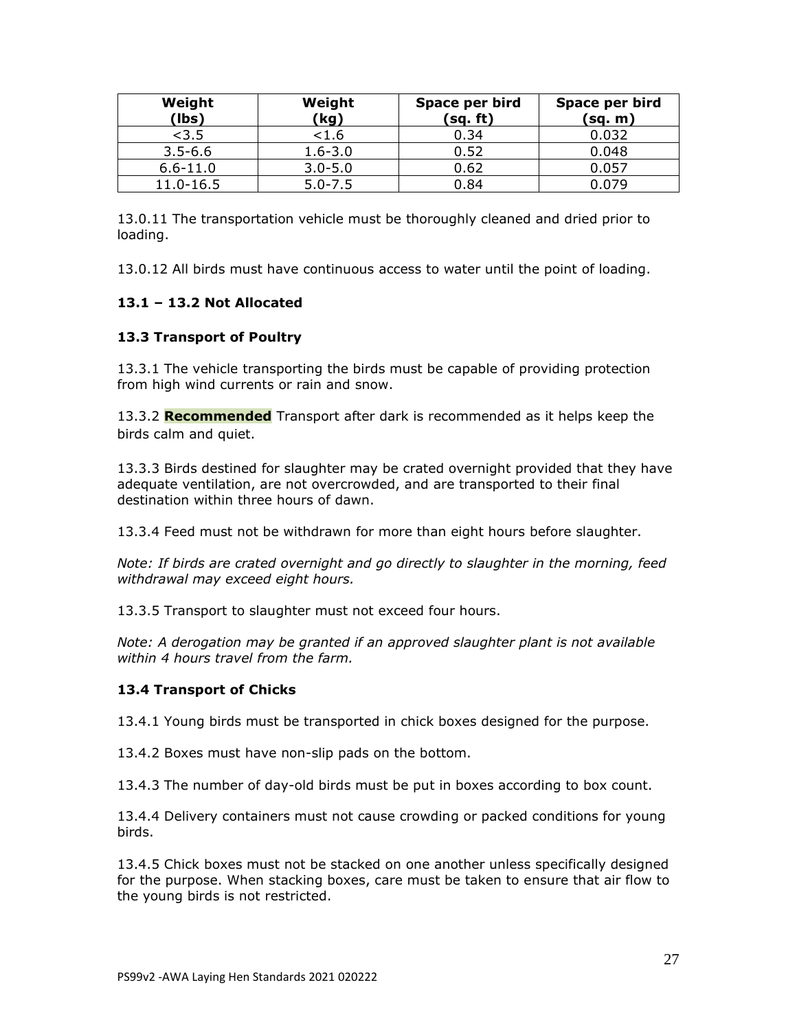| Weight (lbs) | Weight (kg) | Space per bird (sq. ft) | Space per bird (sq. m) |
|---|---|---|---|
| <3.5 | <1.6 | 0.34 | 0.032 |
| 3.5-6.6 | 1.6-3.0 | 0.52 | 0.048 |
| 6.6-11.0 | 3.0-5.0 | 0.62 | 0.057 |
| 11.0-16.5 | 5.0-7.5 | 0.84 | 0.079 |

13.0.11 The transportation vehicle must be thoroughly cleaned and dried prior to loading.

13.0.12 All birds must have continuous access to water until the point of loading.

### 13.1 – 13.2 Not Allocated

### 13.3 Transport of Poultry

13.3.1 The vehicle transporting the birds must be capable of providing protection from high wind currents or rain and snow.

13.3.2 **Recommended** Transport after dark is recommended as it helps keep the birds calm and quiet.

13.3.3 Birds destined for slaughter may be crated overnight provided that they have adequate ventilation, are not overcrowded, and are transported to their final destination within three hours of dawn.

13.3.4 Feed must not be withdrawn for more than eight hours before slaughter.

*Note: If birds are crated overnight and go directly to slaughter in the morning, feed withdrawal may exceed eight hours.*

13.3.5 Transport to slaughter must not exceed four hours.

*Note: A derogation may be granted if an approved slaughter plant is not available within 4 hours travel from the farm.*

### 13.4 Transport of Chicks

13.4.1 Young birds must be transported in chick boxes designed for the purpose.

13.4.2 Boxes must have non-slip pads on the bottom.

13.4.3 The number of day-old birds must be put in boxes according to box count.

13.4.4 Delivery containers must not cause crowding or packed conditions for young birds.

13.4.5 Chick boxes must not be stacked on one another unless specifically designed for the purpose. When stacking boxes, care must be taken to ensure that air flow to the young birds is not restricted.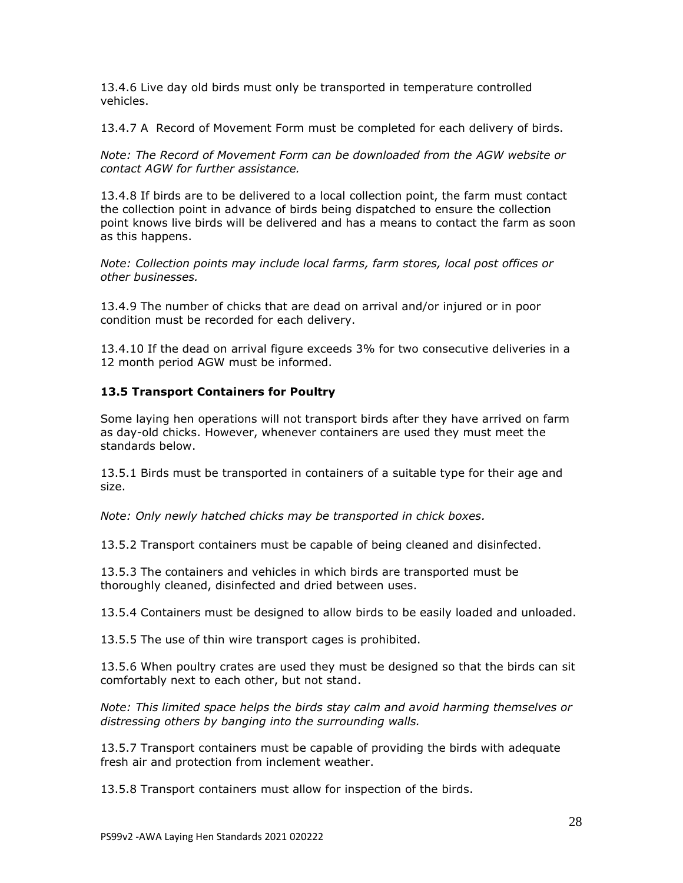13.4.6 Live day old birds must only be transported in temperature controlled vehicles.

13.4.7 A Record of Movement Form must be completed for each delivery of birds.

*Note: The Record of Movement Form can be downloaded from the AGW website or contact AGW for further assistance.*

13.4.8 If birds are to be delivered to a local collection point, the farm must contact the collection point in advance of birds being dispatched to ensure the collection point knows live birds will be delivered and has a means to contact the farm as soon as this happens.

*Note: Collection points may include local farms, farm stores, local post offices or other businesses.*

13.4.9 The number of chicks that are dead on arrival and/or injured or in poor condition must be recorded for each delivery.

13.4.10 If the dead on arrival figure exceeds 3% for two consecutive deliveries in a 12 month period AGW must be informed.

### 13.5 Transport Containers for Poultry

Some laying hen operations will not transport birds after they have arrived on farm as day-old chicks. However, whenever containers are used they must meet the standards below.

13.5.1 Birds must be transported in containers of a suitable type for their age and size.

*Note: Only newly hatched chicks may be transported in chick boxes.*

13.5.2 Transport containers must be capable of being cleaned and disinfected.

13.5.3 The containers and vehicles in which birds are transported must be thoroughly cleaned, disinfected and dried between uses.

13.5.4 Containers must be designed to allow birds to be easily loaded and unloaded.

13.5.5 The use of thin wire transport cages is prohibited.

13.5.6 When poultry crates are used they must be designed so that the birds can sit comfortably next to each other, but not stand.

*Note: This limited space helps the birds stay calm and avoid harming themselves or distressing others by banging into the surrounding walls.*

13.5.7 Transport containers must be capable of providing the birds with adequate fresh air and protection from inclement weather.

13.5.8 Transport containers must allow for inspection of the birds.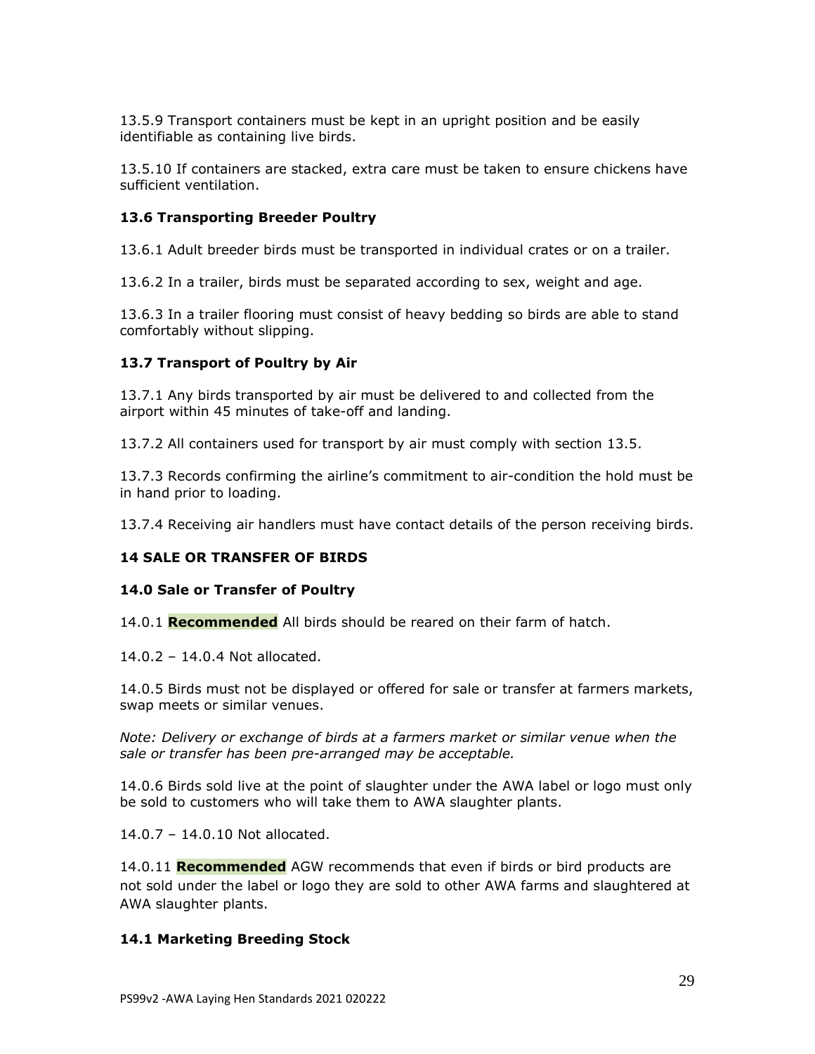13.5.9 Transport containers must be kept in an upright position and be easily identifiable as containing live birds.

13.5.10 If containers are stacked, extra care must be taken to ensure chickens have sufficient ventilation.

### 13.6 Transporting Breeder Poultry

13.6.1 Adult breeder birds must be transported in individual crates or on a trailer.

13.6.2 In a trailer, birds must be separated according to sex, weight and age.

13.6.3 In a trailer flooring must consist of heavy bedding so birds are able to stand comfortably without slipping.

### 13.7 Transport of Poultry by Air

13.7.1 Any birds transported by air must be delivered to and collected from the airport within 45 minutes of take-off and landing.

13.7.2 All containers used for transport by air must comply with section 13.5.

13.7.3 Records confirming the airline's commitment to air-condition the hold must be in hand prior to loading.

13.7.4 Receiving air handlers must have contact details of the person receiving birds.

## 14 SALE OR TRANSFER OF BIRDS

### 14.0 Sale or Transfer of Poultry

14.0.1 **Recommended** All birds should be reared on their farm of hatch.

14.0.2 – 14.0.4 Not allocated.

14.0.5 Birds must not be displayed or offered for sale or transfer at farmers markets, swap meets or similar venues.

*Note: Delivery or exchange of birds at a farmers market or similar venue when the sale or transfer has been pre-arranged may be acceptable.*

14.0.6 Birds sold live at the point of slaughter under the AWA label or logo must only be sold to customers who will take them to AWA slaughter plants.

14.0.7 – 14.0.10 Not allocated.

14.0.11 **Recommended** AGW recommends that even if birds or bird products are not sold under the label or logo they are sold to other AWA farms and slaughtered at AWA slaughter plants.

### 14.1 Marketing Breeding Stock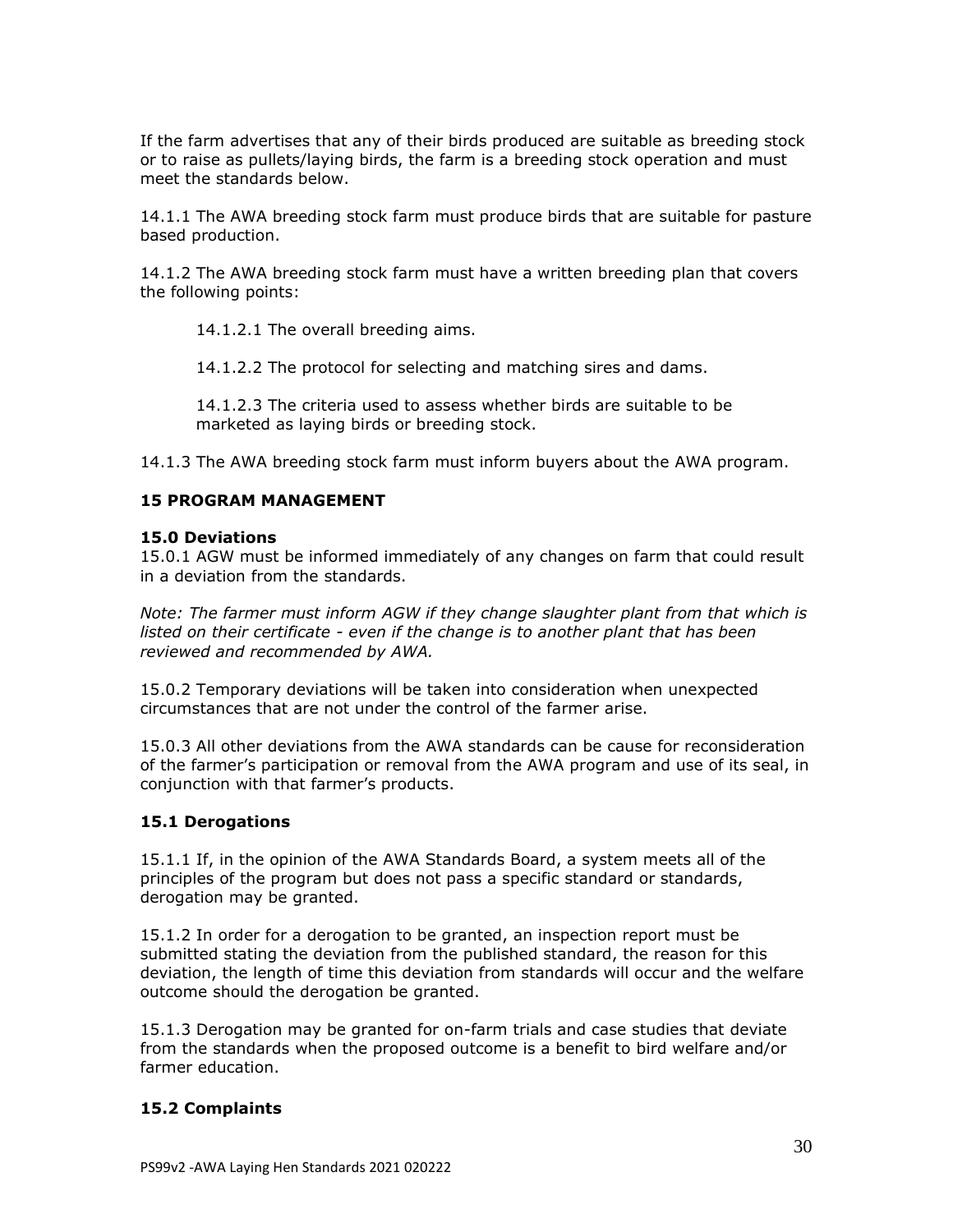If the farm advertises that any of their birds produced are suitable as breeding stock or to raise as pullets/laying birds, the farm is a breeding stock operation and must meet the standards below.

14.1.1 The AWA breeding stock farm must produce birds that are suitable for pasture based production.

14.1.2 The AWA breeding stock farm must have a written breeding plan that covers the following points:

14.1.2.1 The overall breeding aims.

14.1.2.2 The protocol for selecting and matching sires and dams.

14.1.2.3 The criteria used to assess whether birds are suitable to be marketed as laying birds or breeding stock.

14.1.3 The AWA breeding stock farm must inform buyers about the AWA program.

## 15 PROGRAM MANAGEMENT

### 15.0 Deviations

15.0.1 AGW must be informed immediately of any changes on farm that could result in a deviation from the standards.

*Note: The farmer must inform AGW if they change slaughter plant from that which is listed on their certificate - even if the change is to another plant that has been reviewed and recommended by AWA.*

15.0.2 Temporary deviations will be taken into consideration when unexpected circumstances that are not under the control of the farmer arise.

15.0.3 All other deviations from the AWA standards can be cause for reconsideration of the farmer's participation or removal from the AWA program and use of its seal, in conjunction with that farmer's products.

### 15.1 Derogations

15.1.1 If, in the opinion of the AWA Standards Board, a system meets all of the principles of the program but does not pass a specific standard or standards, derogation may be granted.

15.1.2 In order for a derogation to be granted, an inspection report must be submitted stating the deviation from the published standard, the reason for this deviation, the length of time this deviation from standards will occur and the welfare outcome should the derogation be granted.

15.1.3 Derogation may be granted for on-farm trials and case studies that deviate from the standards when the proposed outcome is a benefit to bird welfare and/or farmer education.

### 15.2 Complaints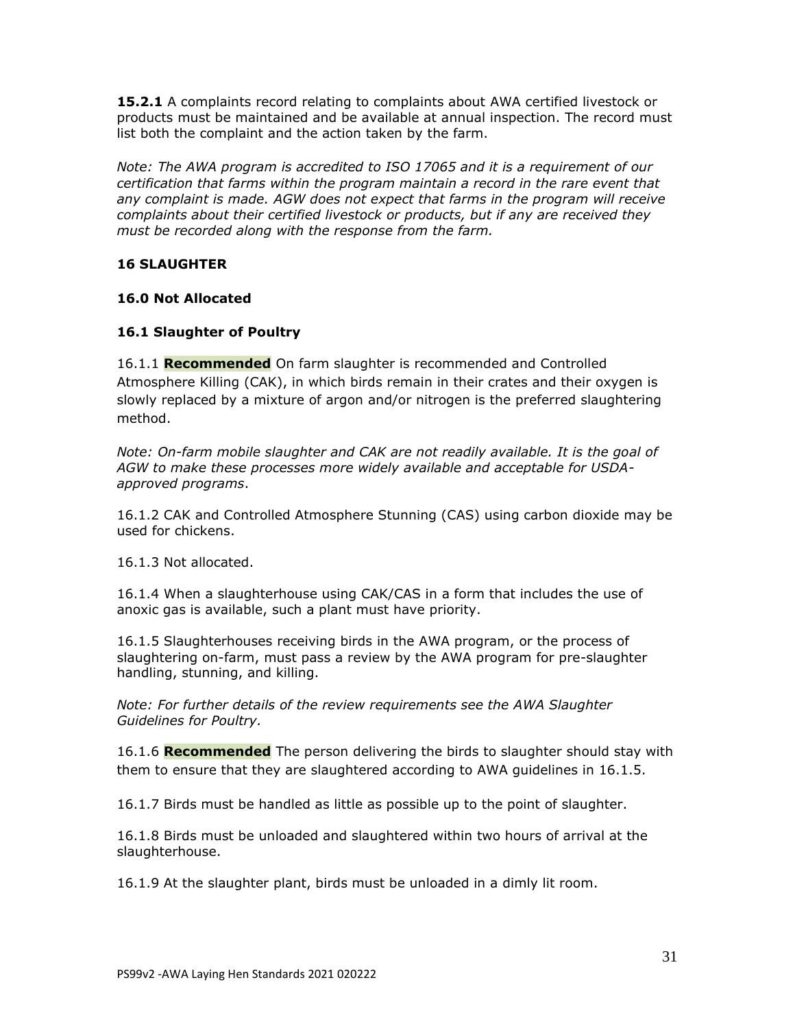**15.2.1** A complaints record relating to complaints about AWA certified livestock or products must be maintained and be available at annual inspection. The record must list both the complaint and the action taken by the farm.

*Note: The AWA program is accredited to ISO 17065 and it is a requirement of our certification that farms within the program maintain a record in the rare event that any complaint is made. AGW does not expect that farms in the program will receive complaints about their certified livestock or products, but if any are received they must be recorded along with the response from the farm.*

## 16 SLAUGHTER

### 16.0 Not Allocated

### 16.1 Slaughter of Poultry

16.1.1 **Recommended** On farm slaughter is recommended and Controlled Atmosphere Killing (CAK), in which birds remain in their crates and their oxygen is slowly replaced by a mixture of argon and/or nitrogen is the preferred slaughtering method.

*Note: On-farm mobile slaughter and CAK are not readily available. It is the goal of AGW to make these processes more widely available and acceptable for USDA-approved programs*.

16.1.2 CAK and Controlled Atmosphere Stunning (CAS) using carbon dioxide may be used for chickens.

16.1.3 Not allocated.

16.1.4 When a slaughterhouse using CAK/CAS in a form that includes the use of anoxic gas is available, such a plant must have priority.

16.1.5 Slaughterhouses receiving birds in the AWA program, or the process of slaughtering on-farm, must pass a review by the AWA program for pre-slaughter handling, stunning, and killing.

*Note: For further details of the review requirements see the AWA Slaughter Guidelines for Poultry.*

16.1.6 **Recommended** The person delivering the birds to slaughter should stay with them to ensure that they are slaughtered according to AWA guidelines in 16.1.5.

16.1.7 Birds must be handled as little as possible up to the point of slaughter.

16.1.8 Birds must be unloaded and slaughtered within two hours of arrival at the slaughterhouse.

16.1.9 At the slaughter plant, birds must be unloaded in a dimly lit room.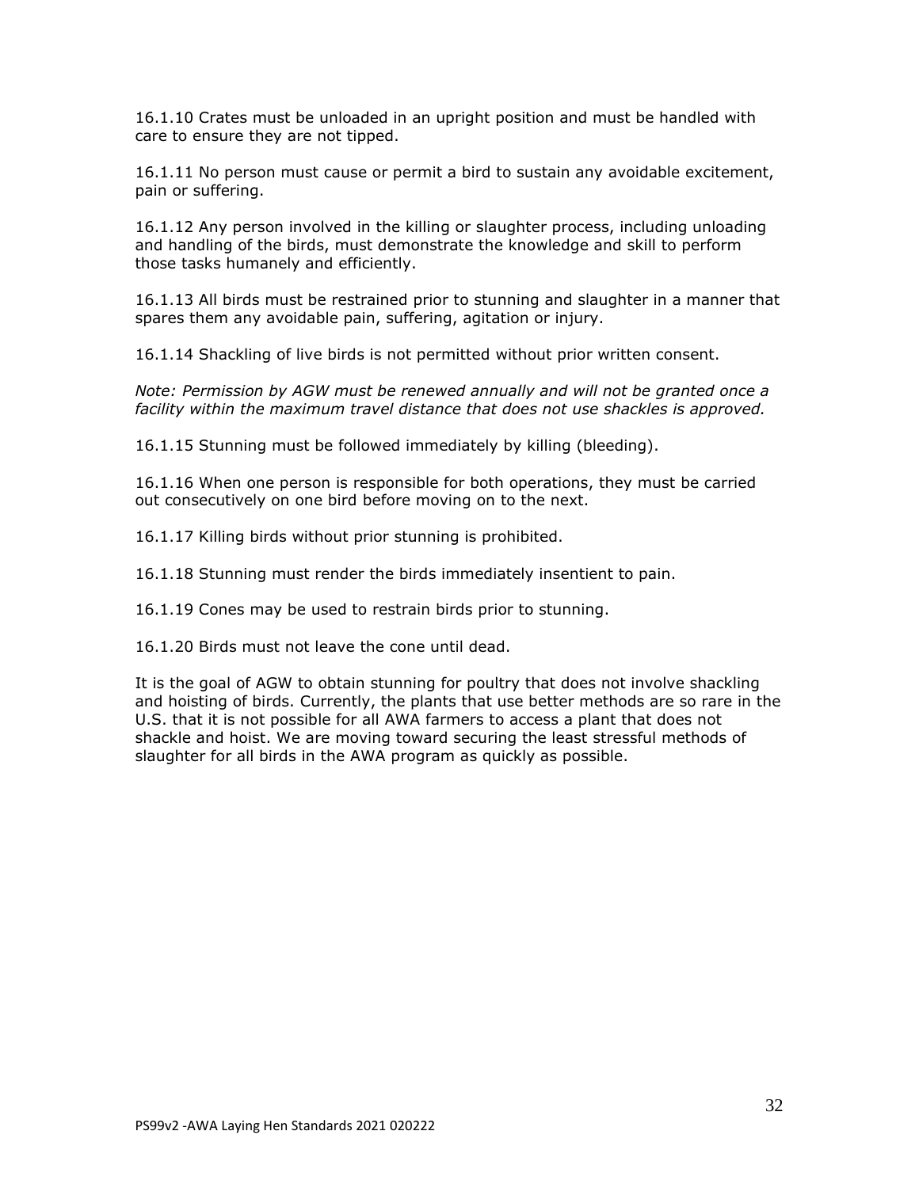16.1.10 Crates must be unloaded in an upright position and must be handled with care to ensure they are not tipped.

16.1.11 No person must cause or permit a bird to sustain any avoidable excitement, pain or suffering.

16.1.12 Any person involved in the killing or slaughter process, including unloading and handling of the birds, must demonstrate the knowledge and skill to perform those tasks humanely and efficiently.

16.1.13 All birds must be restrained prior to stunning and slaughter in a manner that spares them any avoidable pain, suffering, agitation or injury.

16.1.14 Shackling of live birds is not permitted without prior written consent.

*Note: Permission by AGW must be renewed annually and will not be granted once a facility within the maximum travel distance that does not use shackles is approved.*

16.1.15 Stunning must be followed immediately by killing (bleeding).

16.1.16 When one person is responsible for both operations, they must be carried out consecutively on one bird before moving on to the next.

16.1.17 Killing birds without prior stunning is prohibited.

16.1.18 Stunning must render the birds immediately insentient to pain.

16.1.19 Cones may be used to restrain birds prior to stunning.

16.1.20 Birds must not leave the cone until dead.

It is the goal of AGW to obtain stunning for poultry that does not involve shackling and hoisting of birds. Currently, the plants that use better methods are so rare in the U.S. that it is not possible for all AWA farmers to access a plant that does not shackle and hoist. We are moving toward securing the least stressful methods of slaughter for all birds in the AWA program as quickly as possible.